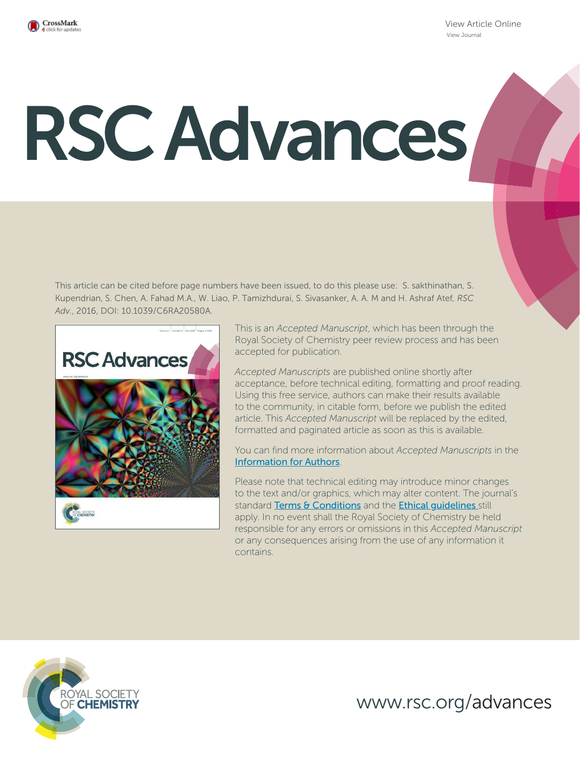View Article Online
View Journal

# RSC Advances

This article can be cited before page numbers have been issued, to do this please use: S. sakthinathan, S. Kupendrian, S. Chen, A. Fahad M.A., W. Liao, P. Tamizhdurai, S. Sivasanker, A. A. M and H. Ashraf Atef, *RSC Adv.*, 2016, DOI: 10.1039/C6RA20580A.

This is an *Accepted Manuscript*, which has been through the Royal Society of Chemistry peer review process and has been accepted for publication.

*Accepted Manuscripts* are published online shortly after acceptance, before technical editing, formatting and proof reading. Using this free service, authors can make their results available to the community, in citable form, before we publish the edited article. This *Accepted Manuscript* will be replaced by the edited, formatted and paginated article as soon as this is available.

You can find more information about *Accepted Manuscripts* in the Information for Authors.

Please note that technical editing may introduce minor changes to the text and/or graphics, which may alter content. The journal's standard Terms & Conditions and the Ethical guidelines still apply. In no event shall the Royal Society of Chemistry be held responsible for any errors or omissions in this *Accepted Manuscript* or any consequences arising from the use of any information it contains.

ROYAL SOCIETY OF CHEMISTRY

www.rsc.org/advances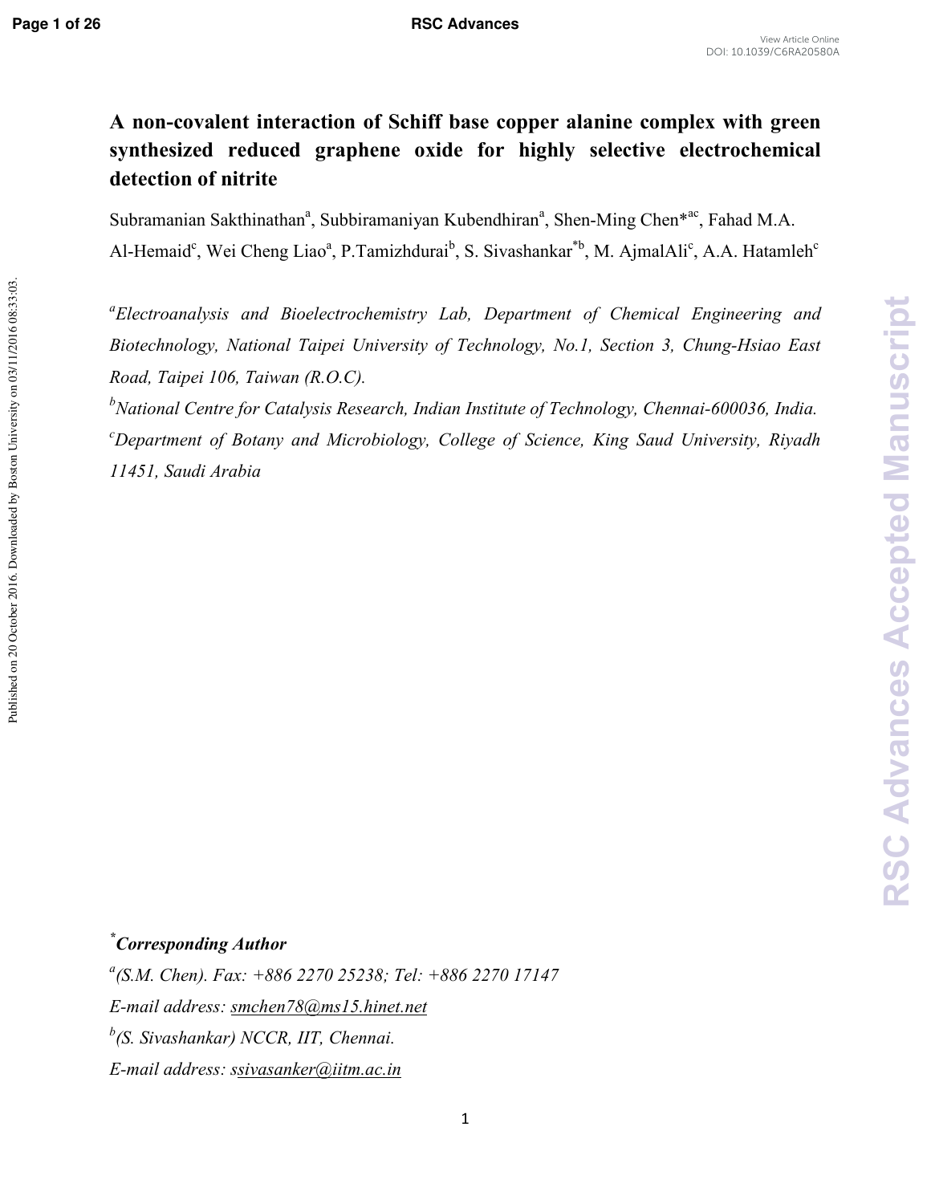# A non-covalent interaction of Schiff base copper alanine complex with green synthesized reduced graphene oxide for highly selective electrochemical detection of nitrite

Subramanian Sakthinathan[a], Subbiramaniyan Kubendhiran[a], Shen-Ming Chen*[ac], Fahad M.A. Al-Hemaid[c], Wei Cheng Liao[a], P.Tamizhdurai[b], S. Sivashankar*[b], M. AjmalAli[c], A.A. Hatamleh[c]

[a]*Electroanalysis and Bioelectrochemistry Lab, Department of Chemical Engineering and Biotechnology, National Taipei University of Technology, No.1, Section 3, Chung-Hsiao East Road, Taipei 106, Taiwan (R.O.C).*

[b]*National Centre for Catalysis Research, Indian Institute of Technology, Chennai-600036, India.*

[c]*Department of Botany and Microbiology, College of Science, King Saud University, Riyadh 11451, Saudi Arabia*

***Corresponding Author***

[a]*(S.M. Chen). Fax: +886 2270 25238; Tel: +886 2270 17147*

*E-mail address: smchen78@ms15.hinet.net*

[b]*(S. Sivashankar) NCCR, IIT, Chennai.*

*E-mail address: ssivasanker@iitm.ac.in*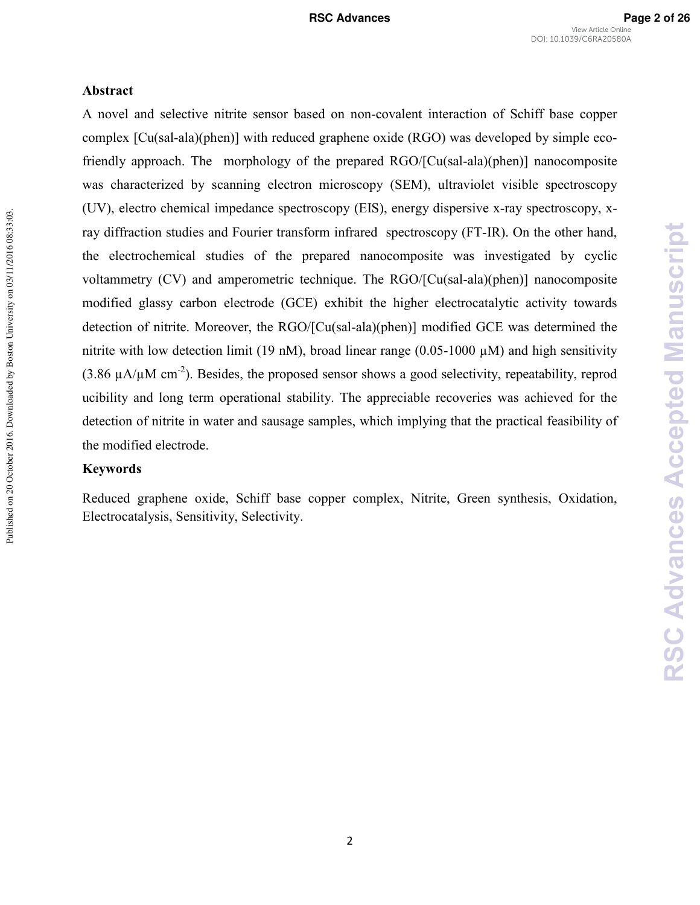## Abstract

A novel and selective nitrite sensor based on non-covalent interaction of Schiff base copper complex [Cu(sal-ala)(phen)] with reduced graphene oxide (RGO) was developed by simple eco-friendly approach. The morphology of the prepared RGO/[Cu(sal-ala)(phen)] nanocomposite was characterized by scanning electron microscopy (SEM), ultraviolet visible spectroscopy (UV), electro chemical impedance spectroscopy (EIS), energy dispersive x-ray spectroscopy, x-ray diffraction studies and Fourier transform infrared spectroscopy (FT-IR). On the other hand, the electrochemical studies of the prepared nanocomposite was investigated by cyclic voltammetry (CV) and amperometric technique. The RGO/[Cu(sal-ala)(phen)] nanocomposite modified glassy carbon electrode (GCE) exhibit the higher electrocatalytic activity towards detection of nitrite. Moreover, the RGO/[Cu(sal-ala)(phen)] modified GCE was determined the nitrite with low detection limit (19 nM), broad linear range (0.05-1000 μM) and high sensitivity (3.86 μA/μM $cm^{-2}$). Besides, the proposed sensor shows a good selectivity, repeatability, reproducibility and long term operational stability. The appreciable recoveries was achieved for the detection of nitrite in water and sausage samples, which implying that the practical feasibility of the modified electrode.

## Keywords

Reduced graphene oxide, Schiff base copper complex, Nitrite, Green synthesis, Oxidation, Electrocatalysis, Sensitivity, Selectivity.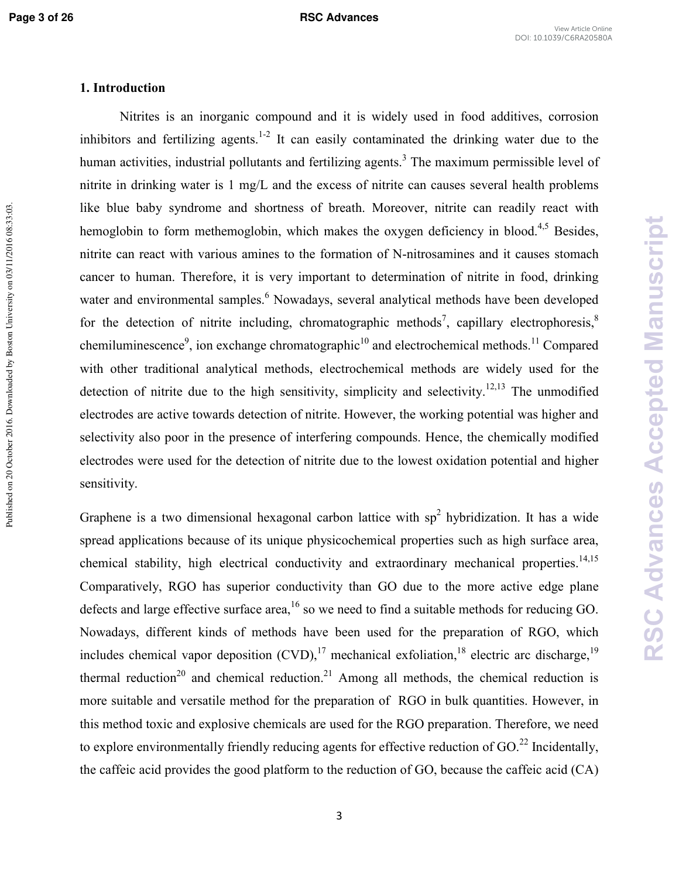## 1. Introduction

Nitrites is an inorganic compound and it is widely used in food additives, corrosion inhibitors and fertilizing agents.[1-2] It can easily contaminated the drinking water due to the human activities, industrial pollutants and fertilizing agents.[3] The maximum permissible level of nitrite in drinking water is 1 mg/L and the excess of nitrite can causes several health problems like blue baby syndrome and shortness of breath. Moreover, nitrite can readily react with hemoglobin to form methemoglobin, which makes the oxygen deficiency in blood.[4,5] Besides, nitrite can react with various amines to the formation of N-nitrosamines and it causes stomach cancer to human. Therefore, it is very important to determination of nitrite in food, drinking water and environmental samples.[6] Nowadays, several analytical methods have been developed for the detection of nitrite including, chromatographic methods[7], capillary electrophoresis,[8] chemiluminescence[9], ion exchange chromatographic[10] and electrochemical methods.[11] Compared with other traditional analytical methods, electrochemical methods are widely used for the detection of nitrite due to the high sensitivity, simplicity and selectivity.[12,13] The unmodified electrodes are active towards detection of nitrite. However, the working potential was higher and selectivity also poor in the presence of interfering compounds. Hence, the chemically modified electrodes were used for the detection of nitrite due to the lowest oxidation potential and higher sensitivity.

Graphene is a two dimensional hexagonal carbon lattice with $sp^2$ hybridization. It has a wide spread applications because of its unique physicochemical properties such as high surface area, chemical stability, high electrical conductivity and extraordinary mechanical properties.[14,15] Comparatively, RGO has superior conductivity than GO due to the more active edge plane defects and large effective surface area,[16] so we need to find a suitable methods for reducing GO. Nowadays, different kinds of methods have been used for the preparation of RGO, which includes chemical vapor deposition (CVD),[17] mechanical exfoliation,[18] electric arc discharge,[19] thermal reduction[20] and chemical reduction.[21] Among all methods, the chemical reduction is more suitable and versatile method for the preparation of RGO in bulk quantities. However, in this method toxic and explosive chemicals are used for the RGO preparation. Therefore, we need to explore environmentally friendly reducing agents for effective reduction of GO.[22] Incidentally, the caffeic acid provides the good platform to the reduction of GO, because the caffeic acid (CA)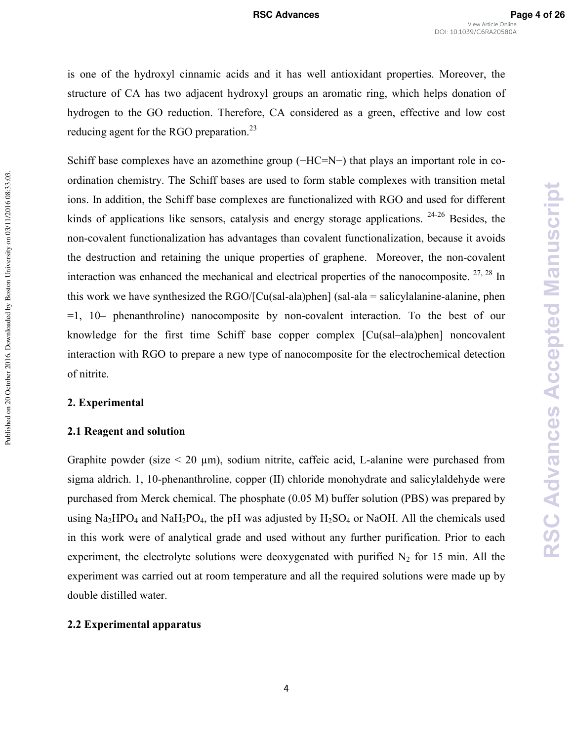is one of the hydroxyl cinnamic acids and it has well antioxidant properties. Moreover, the structure of CA has two adjacent hydroxyl groups an aromatic ring, which helps donation of hydrogen to the GO reduction. Therefore, CA considered as a green, effective and low cost reducing agent for the RGO preparation.[23]

Schiff base complexes have an azomethine group (−HC=N−) that plays an important role in co-ordination chemistry. The Schiff bases are used to form stable complexes with transition metal ions. In addition, the Schiff base complexes are functionalized with RGO and used for different kinds of applications like sensors, catalysis and energy storage applications. [24-26] Besides, the non-covalent functionalization has advantages than covalent functionalization, because it avoids the destruction and retaining the unique properties of graphene. Moreover, the non-covalent interaction was enhanced the mechanical and electrical properties of the nanocomposite. [27, 28] In this work we have synthesized the RGO/[Cu(sal-ala)phen] (sal-ala = salicylalanine-alanine, phen =1, 10– phenanthroline) nanocomposite by non-covalent interaction. To the best of our knowledge for the first time Schiff base copper complex [Cu(sal–ala)phen] noncovalent interaction with RGO to prepare a new type of nanocomposite for the electrochemical detection of nitrite.

## 2. Experimental

### 2.1 Reagent and solution

Graphite powder (size < 20 μm), sodium nitrite, caffeic acid, L-alanine were purchased from sigma aldrich. 1, 10-phenanthroline, copper (II) chloride monohydrate and salicylaldehyde were purchased from Merck chemical. The phosphate (0.05 M) buffer solution (PBS) was prepared by using $Na_2HPO_4$ and $NaH_2PO_4$, the pH was adjusted by $H_2SO_4$ or NaOH. All the chemicals used in this work were of analytical grade and used without any further purification. Prior to each experiment, the electrolyte solutions were deoxygenated with purified $N_2$ for 15 min. All the experiment was carried out at room temperature and all the required solutions were made up by double distilled water.

### 2.2 Experimental apparatus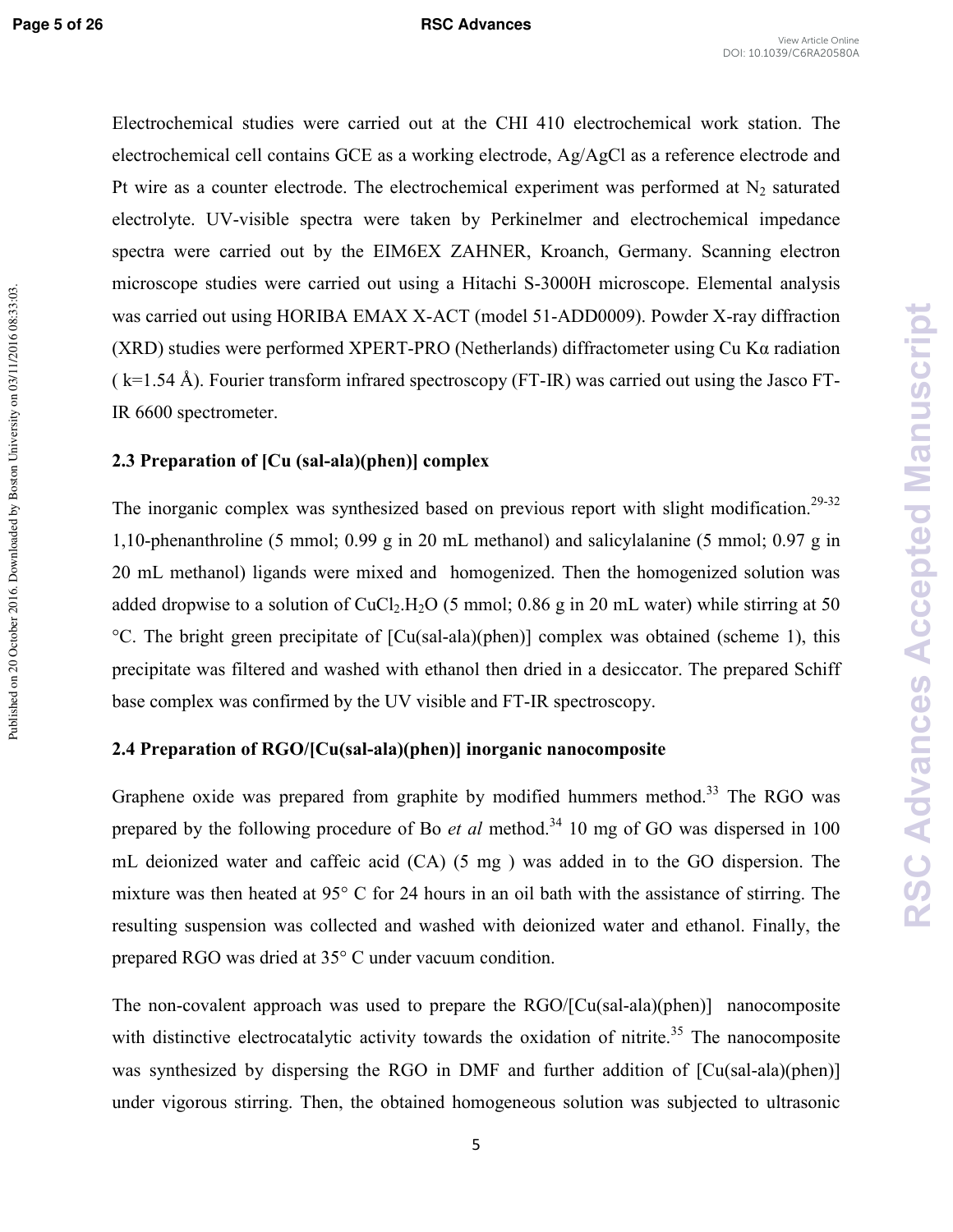Electrochemical studies were carried out at the CHI 410 electrochemical work station. The electrochemical cell contains GCE as a working electrode, Ag/AgCl as a reference electrode and Pt wire as a counter electrode. The electrochemical experiment was performed at $N_2$ saturated electrolyte. UV-visible spectra were taken by Perkinelmer and electrochemical impedance spectra were carried out by the EIM6EX ZAHNER, Kroanch, Germany. Scanning electron microscope studies were carried out using a Hitachi S-3000H microscope. Elemental analysis was carried out using HORIBA EMAX X-ACT (model 51-ADD0009). Powder X-ray diffraction (XRD) studies were performed XPERT-PRO (Netherlands) diffractometer using Cu Kα radiation ( k=1.54 Å). Fourier transform infrared spectroscopy (FT-IR) was carried out using the Jasco FT-IR 6600 spectrometer.

### 2.3 Preparation of [Cu (sal-ala)(phen)] complex

The inorganic complex was synthesized based on previous report with slight modification.[29-32] 1,10-phenanthroline (5 mmol; 0.99 g in 20 mL methanol) and salicylalanine (5 mmol; 0.97 g in 20 mL methanol) ligands were mixed and homogenized. Then the homogenized solution was added dropwise to a solution of $CuCl_2.H_2O$ (5 mmol; 0.86 g in 20 mL water) while stirring at 50 °C. The bright green precipitate of [Cu(sal-ala)(phen)] complex was obtained (scheme 1), this precipitate was filtered and washed with ethanol then dried in a desiccator. The prepared Schiff base complex was confirmed by the UV visible and FT-IR spectroscopy.

### 2.4 Preparation of RGO/[Cu(sal-ala)(phen)] inorganic nanocomposite

Graphene oxide was prepared from graphite by modified hummers method.[33] The RGO was prepared by the following procedure of Bo *et al* method.[34] 10 mg of GO was dispersed in 100 mL deionized water and caffeic acid (CA) (5 mg ) was added in to the GO dispersion. The mixture was then heated at 95° C for 24 hours in an oil bath with the assistance of stirring. The resulting suspension was collected and washed with deionized water and ethanol. Finally, the prepared RGO was dried at 35° C under vacuum condition.

The non-covalent approach was used to prepare the RGO/[Cu(sal-ala)(phen)] nanocomposite with distinctive electrocatalytic activity towards the oxidation of nitrite.[35] The nanocomposite was synthesized by dispersing the RGO in DMF and further addition of [Cu(sal-ala)(phen)] under vigorous stirring. Then, the obtained homogeneous solution was subjected to ultrasonic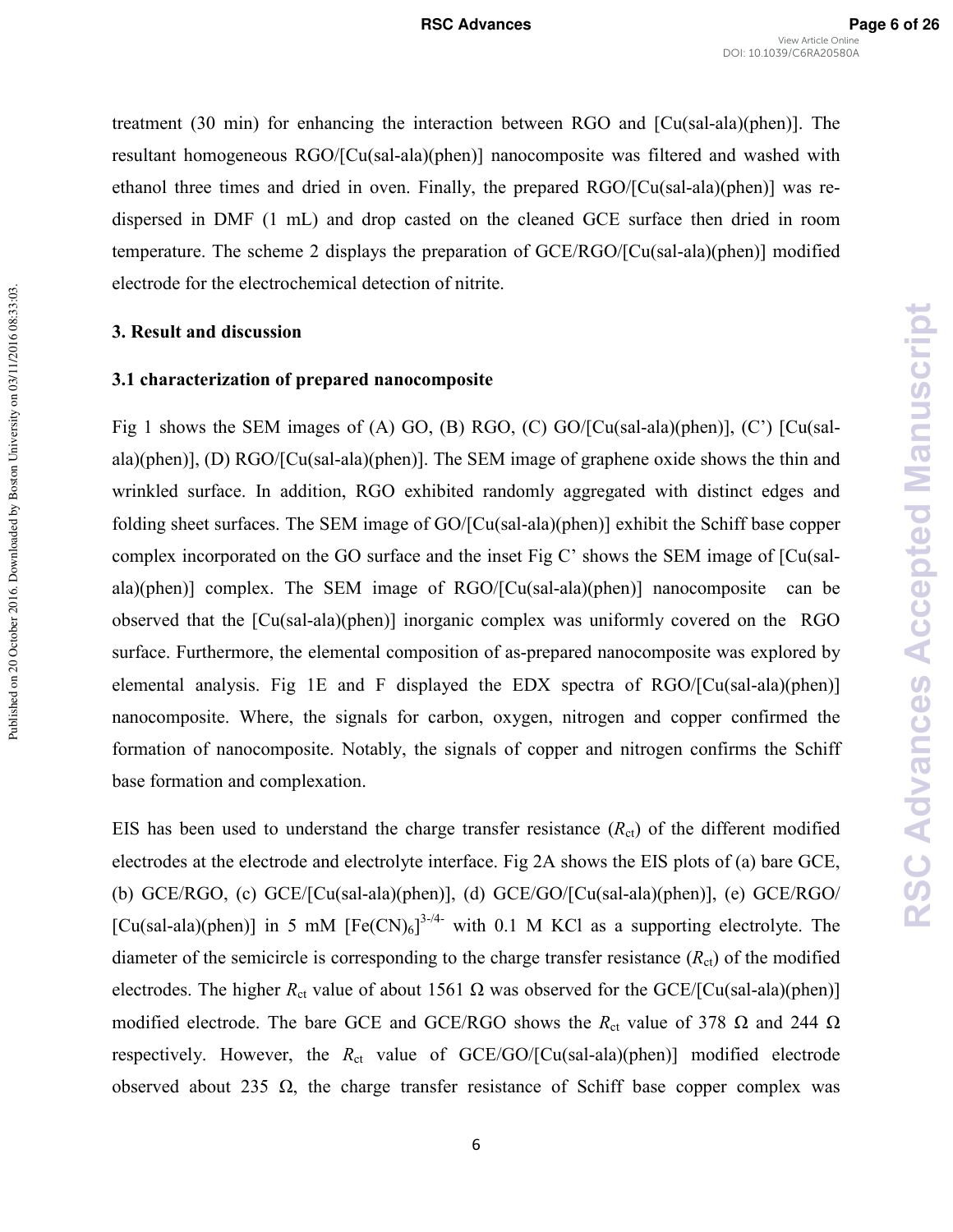treatment (30 min) for enhancing the interaction between RGO and [Cu(sal-ala)(phen)]. The resultant homogeneous RGO/[Cu(sal-ala)(phen)] nanocomposite was filtered and washed with ethanol three times and dried in oven. Finally, the prepared RGO/[Cu(sal-ala)(phen)] was re-dispersed in DMF (1 mL) and drop casted on the cleaned GCE surface then dried in room temperature. The scheme 2 displays the preparation of GCE/RGO/[Cu(sal-ala)(phen)] modified electrode for the electrochemical detection of nitrite.

## 3. Result and discussion

### 3.1 characterization of prepared nanocomposite

Fig 1 shows the SEM images of (A) GO, (B) RGO, (C) GO/[Cu(sal-ala)(phen)], (C') [Cu(sal-ala)(phen)], (D) RGO/[Cu(sal-ala)(phen)]. The SEM image of graphene oxide shows the thin and wrinkled surface. In addition, RGO exhibited randomly aggregated with distinct edges and folding sheet surfaces. The SEM image of GO/[Cu(sal-ala)(phen)] exhibit the Schiff base copper complex incorporated on the GO surface and the inset Fig C' shows the SEM image of [Cu(sal-ala)(phen)] complex. The SEM image of RGO/[Cu(sal-ala)(phen)] nanocomposite can be observed that the [Cu(sal-ala)(phen)] inorganic complex was uniformly covered on the RGO surface. Furthermore, the elemental composition of as-prepared nanocomposite was explored by elemental analysis. Fig 1E and F displayed the EDX spectra of RGO/[Cu(sal-ala)(phen)] nanocomposite. Where, the signals for carbon, oxygen, nitrogen and copper confirmed the formation of nanocomposite. Notably, the signals of copper and nitrogen confirms the Schiff base formation and complexation.

EIS has been used to understand the charge transfer resistance ($R_{ct}$) of the different modified electrodes at the electrode and electrolyte interface. Fig 2A shows the EIS plots of (a) bare GCE, (b) GCE/RGO, (c) GCE/[Cu(sal-ala)(phen)], (d) GCE/GO/[Cu(sal-ala)(phen)], (e) GCE/RGO/[Cu(sal-ala)(phen)] in 5 mM $[Fe(CN)_6]^{3-/4-}$ with 0.1 M KCl as a supporting electrolyte. The diameter of the semicircle is corresponding to the charge transfer resistance ($R_{ct}$) of the modified electrodes. The higher $R_{ct}$ value of about 1561 Ω was observed for the GCE/[Cu(sal-ala)(phen)] modified electrode. The bare GCE and GCE/RGO shows the $R_{ct}$ value of 378 Ω and 244 Ω respectively. However, the $R_{ct}$ value of GCE/GO/[Cu(sal-ala)(phen)] modified electrode observed about 235 Ω, the charge transfer resistance of Schiff base copper complex was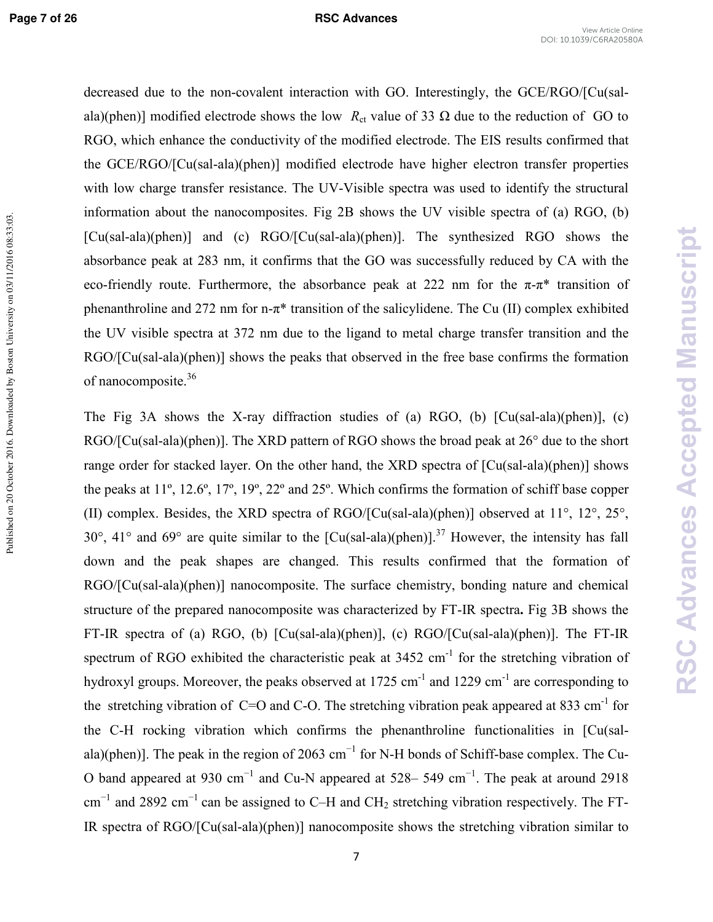decreased due to the non-covalent interaction with GO. Interestingly, the GCE/RGO/[Cu(sal-ala)(phen)] modified electrode shows the low $R_{ct}$ value of 33 Ω due to the reduction of GO to RGO, which enhance the conductivity of the modified electrode. The EIS results confirmed that the GCE/RGO/[Cu(sal-ala)(phen)] modified electrode have higher electron transfer properties with low charge transfer resistance. The UV-Visible spectra was used to identify the structural information about the nanocomposites. Fig 2B shows the UV visible spectra of (a) RGO, (b) [Cu(sal-ala)(phen)] and (c) RGO/[Cu(sal-ala)(phen)]. The synthesized RGO shows the absorbance peak at 283 nm, it confirms that the GO was successfully reduced by CA with the eco-friendly route. Furthermore, the absorbance peak at 222 nm for the π-π* transition of phenanthroline and 272 nm for n-π* transition of the salicylidene. The Cu (II) complex exhibited the UV visible spectra at 372 nm due to the ligand to metal charge transfer transition and the RGO/[Cu(sal-ala)(phen)] shows the peaks that observed in the free base confirms the formation of nanocomposite.[36]

The Fig 3A shows the X-ray diffraction studies of (a) RGO, (b) [Cu(sal-ala)(phen)], (c) RGO/[Cu(sal-ala)(phen)]. The XRD pattern of RGO shows the broad peak at 26° due to the short range order for stacked layer. On the other hand, the XRD spectra of [Cu(sal-ala)(phen)] shows the peaks at 11º, 12.6º, 17º, 19º, 22º and 25º. Which confirms the formation of schiff base copper (II) complex. Besides, the XRD spectra of RGO/[Cu(sal-ala)(phen)] observed at 11°, 12°, 25°, 30°, 41° and 69° are quite similar to the [Cu(sal-ala)(phen)].[37] However, the intensity has fall down and the peak shapes are changed. This results confirmed that the formation of RGO/[Cu(sal-ala)(phen)] nanocomposite. The surface chemistry, bonding nature and chemical structure of the prepared nanocomposite was characterized by FT-IR spectra**.** Fig 3B shows the FT-IR spectra of (a) RGO, (b) [Cu(sal-ala)(phen)], (c) RGO/[Cu(sal-ala)(phen)]. The FT-IR spectrum of RGO exhibited the characteristic peak at 3452 $cm^{-1}$ for the stretching vibration of hydroxyl groups. Moreover, the peaks observed at 1725 $cm^{-1}$ and 1229 $cm^{-1}$ are corresponding to the stretching vibration of C=O and C-O. The stretching vibration peak appeared at 833 $cm^{-1}$ for the C-H rocking vibration which confirms the phenanthroline functionalities in [Cu(sal-ala)(phen)]. The peak in the region of 2063 $cm^{-1}$ for N-H bonds of Schiff-base complex. The Cu-O band appeared at 930 $cm^{-1}$ and Cu-N appeared at 528– 549 $cm^{-1}$. The peak at around 2918 $cm^{-1}$ and 2892 $cm^{-1}$ can be assigned to C–H and $CH_2$ stretching vibration respectively. The FT-IR spectra of RGO/[Cu(sal-ala)(phen)] nanocomposite shows the stretching vibration similar to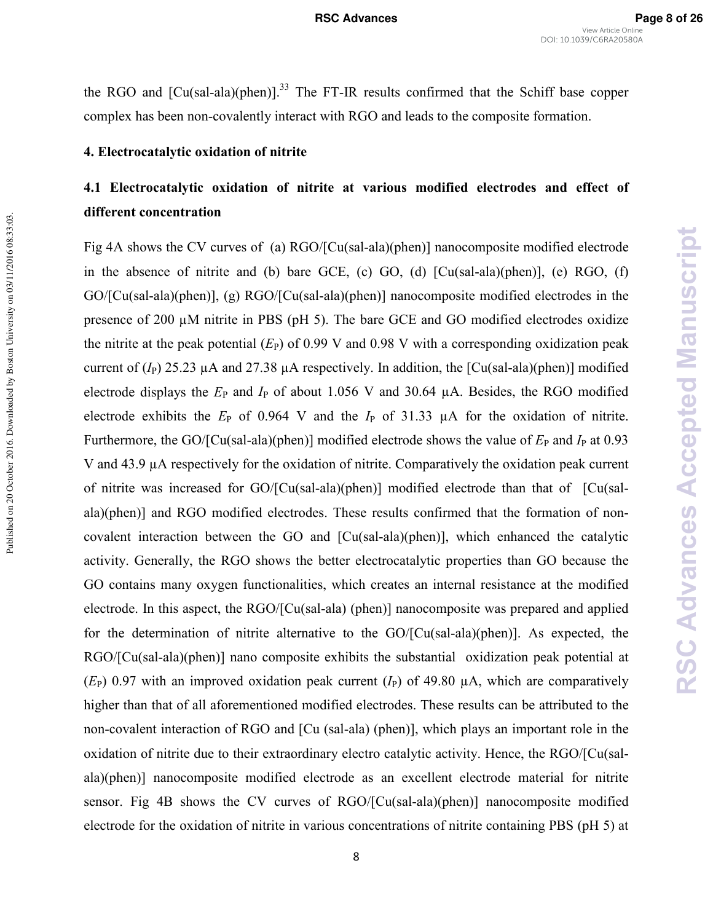the RGO and [Cu(sal-ala)(phen)].[33] The FT-IR results confirmed that the Schiff base copper complex has been non-covalently interact with RGO and leads to the composite formation.

**4. Electrocatalytic oxidation of nitrite**

**4.1 Electrocatalytic oxidation of nitrite at various modified electrodes and effect of different concentration**

Fig 4A shows the CV curves of (a) RGO/[Cu(sal-ala)(phen)] nanocomposite modified electrode in the absence of nitrite and (b) bare GCE, (c) GO, (d) [Cu(sal-ala)(phen)], (e) RGO, (f) GO/[Cu(sal-ala)(phen)], (g) RGO/[Cu(sal-ala)(phen)] nanocomposite modified electrodes in the presence of 200 μM nitrite in PBS (pH 5). The bare GCE and GO modified electrodes oxidize the nitrite at the peak potential ($E_P$) of 0.99 V and 0.98 V with a corresponding oxidization peak current of ($I_P$) 25.23 μA and 27.38 μA respectively. In addition, the [Cu(sal-ala)(phen)] modified electrode displays the $E_P$ and $I_P$ of about 1.056 V and 30.64 μA. Besides, the RGO modified electrode exhibits the $E_P$ of 0.964 V and the $I_P$ of 31.33 μA for the oxidation of nitrite. Furthermore, the GO/[Cu(sal-ala)(phen)] modified electrode shows the value of $E_P$ and $I_P$ at 0.93 V and 43.9 μA respectively for the oxidation of nitrite. Comparatively the oxidation peak current of nitrite was increased for GO/[Cu(sal-ala)(phen)] modified electrode than that of [Cu(sal-ala)(phen)] and RGO modified electrodes. These results confirmed that the formation of non-covalent interaction between the GO and [Cu(sal-ala)(phen)], which enhanced the catalytic activity. Generally, the RGO shows the better electrocatalytic properties than GO because the GO contains many oxygen functionalities, which creates an internal resistance at the modified electrode. In this aspect, the RGO/[Cu(sal-ala) (phen)] nanocomposite was prepared and applied for the determination of nitrite alternative to the GO/[Cu(sal-ala)(phen)]. As expected, the RGO/[Cu(sal-ala)(phen)] nano composite exhibits the substantial oxidization peak potential at ($E_P$) 0.97 with an improved oxidation peak current ($I_P$) of 49.80 μA, which are comparatively higher than that of all aforementioned modified electrodes. These results can be attributed to the non-covalent interaction of RGO and [Cu (sal-ala) (phen)], which plays an important role in the oxidation of nitrite due to their extraordinary electro catalytic activity. Hence, the RGO/[Cu(sal-ala)(phen)] nanocomposite modified electrode as an excellent electrode material for nitrite sensor. Fig 4B shows the CV curves of RGO/[Cu(sal-ala)(phen)] nanocomposite modified electrode for the oxidation of nitrite in various concentrations of nitrite containing PBS (pH 5) at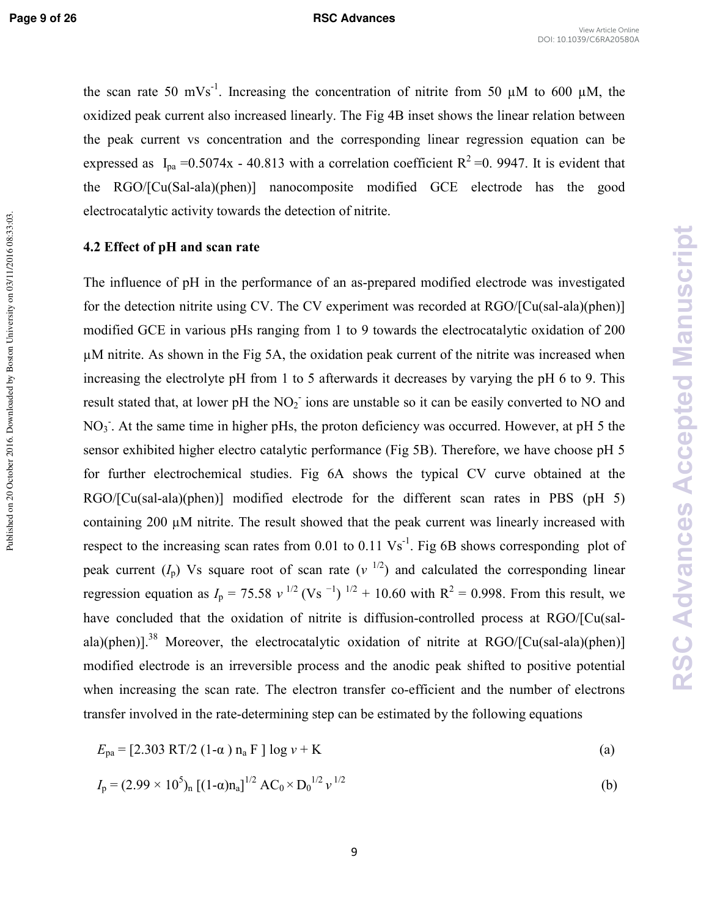the scan rate 50 $mVs^{-1}$. Increasing the concentration of nitrite from 50 μM to 600 μM, the oxidized peak current also increased linearly. The Fig 4B inset shows the linear relation between the peak current vs concentration and the corresponding linear regression equation can be expressed as $I_{pa} = 0.5074x - 40.813$ with a correlation coefficient $R^2 = 0.9947$. It is evident that the RGO/[Cu(Sal-ala)(phen)] nanocomposite modified GCE electrode has the good electrocatalytic activity towards the detection of nitrite.

### 4.2 Effect of pH and scan rate

The influence of pH in the performance of an as-prepared modified electrode was investigated for the detection nitrite using CV. The CV experiment was recorded at RGO/[Cu(sal-ala)(phen)] modified GCE in various pHs ranging from 1 to 9 towards the electrocatalytic oxidation of 200 μM nitrite. As shown in the Fig 5A, the oxidation peak current of the nitrite was increased when increasing the electrolyte pH from 1 to 5 afterwards it decreases by varying the pH 6 to 9. This result stated that, at lower pH the $NO_2^-$ ions are unstable so it can be easily converted to NO and $NO_3^-$. At the same time in higher pHs, the proton deficiency was occurred. However, at pH 5 the sensor exhibited higher electro catalytic performance (Fig 5B). Therefore, we have choose pH 5 for further electrochemical studies. Fig 6A shows the typical CV curve obtained at the RGO/[Cu(sal-ala)(phen)] modified electrode for the different scan rates in PBS (pH 5) containing 200 μM nitrite. The result showed that the peak current was linearly increased with respect to the increasing scan rates from 0.01 to 0.11 $Vs^{-1}$. Fig 6B shows corresponding plot of peak current ($I_p$) Vs square root of scan rate ($v^{1/2}$) and calculated the corresponding linear regression equation as $I_p = 75.58\, v^{1/2}\, (Vs^{-1})^{1/2} + 10.60$ with $R^2 = 0.998$. From this result, we have concluded that the oxidation of nitrite is diffusion-controlled process at RGO/[Cu(sal-ala)(phen)].[38] Moreover, the electrocatalytic oxidation of nitrite at RGO/[Cu(sal-ala)(phen)] modified electrode is an irreversible process and the anodic peak shifted to positive potential when increasing the scan rate. The electron transfer co-efficient and the number of electrons transfer involved in the rate-determining step can be estimated by the following equations

$$E_{pa} = [2.303\, RT/2\, (1-\alpha)\, n_a F]\, \log v + K \quad (a)$$

$$I_p = (2.99 \times 10^5)_n\, [(1-\alpha) n_a]^{1/2}\, AC_0 \times D_0^{1/2}\, v^{1/2} \quad (b)$$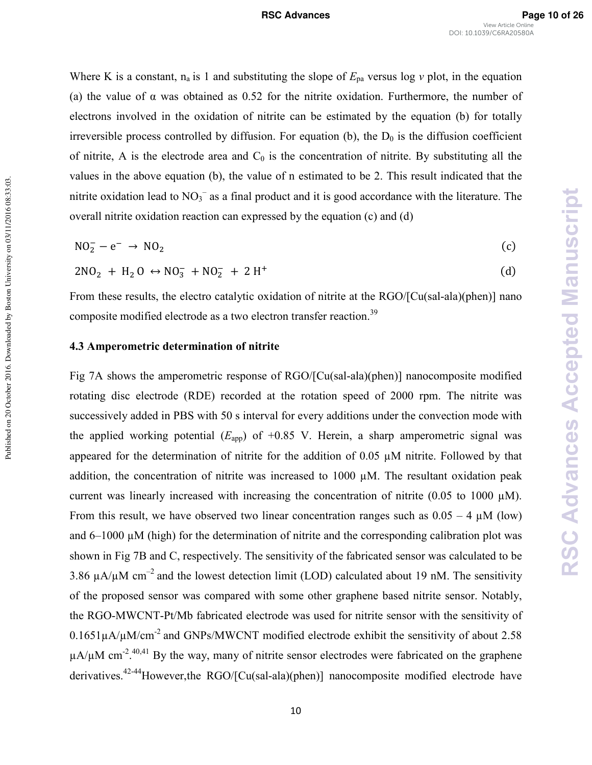Where K is a constant, $n_a$ is 1 and substituting the slope of $E_{pa}$ versus log $v$ plot, in the equation (a) the value of α was obtained as 0.52 for the nitrite oxidation. Furthermore, the number of electrons involved in the oxidation of nitrite can be estimated by the equation (b) for totally irreversible process controlled by diffusion. For equation (b), the $D_0$ is the diffusion coefficient of nitrite, A is the electrode area and $C_0$ is the concentration of nitrite. By substituting all the values in the above equation (b), the value of n estimated to be 2. This result indicated that the nitrite oxidation lead to $NO_3^-$ as a final product and it is good accordance with the literature. The overall nitrite oxidation reaction can expressed by the equation (c) and (d)

$$NO_2^- - e^- \rightarrow NO_2 \tag{c}$$

$$2NO_2 + H_2O \leftrightarrow NO_3^- + NO_2^- + 2H^+ \tag{d}$$

From these results, the electro catalytic oxidation of nitrite at the RGO/[Cu(sal-ala)(phen)] nano composite modified electrode as a two electron transfer reaction.[39]

### 4.3 Amperometric determination of nitrite

Fig 7A shows the amperometric response of RGO/[Cu(sal-ala)(phen)] nanocomposite modified rotating disc electrode (RDE) recorded at the rotation speed of 2000 rpm. The nitrite was successively added in PBS with 50 s interval for every additions under the convection mode with the applied working potential ($E_{app}$) of +0.85 V. Herein, a sharp amperometric signal was appeared for the determination of nitrite for the addition of 0.05 µM nitrite. Followed by that addition, the concentration of nitrite was increased to 1000 µM. The resultant oxidation peak current was linearly increased with increasing the concentration of nitrite (0.05 to 1000 µM). From this result, we have observed two linear concentration ranges such as 0.05 – 4 µM (low) and 6–1000 µM (high) for the determination of nitrite and the corresponding calibration plot was shown in Fig 7B and C, respectively. The sensitivity of the fabricated sensor was calculated to be 3.86 µA/µM $cm^{-2}$ and the lowest detection limit (LOD) calculated about 19 nM. The sensitivity of the proposed sensor was compared with some other graphene based nitrite sensor. Notably, the RGO-MWCNT-Pt/Mb fabricated electrode was used for nitrite sensor with the sensitivity of 0.1651µA/µM/$cm^{-2}$ and GNPs/MWCNT modified electrode exhibit the sensitivity of about 2.58 µA/µM $cm^{-2}$.[40,41] By the way, many of nitrite sensor electrodes were fabricated on the graphene derivatives.[42-44]However,the RGO/[Cu(sal-ala)(phen)] nanocomposite modified electrode have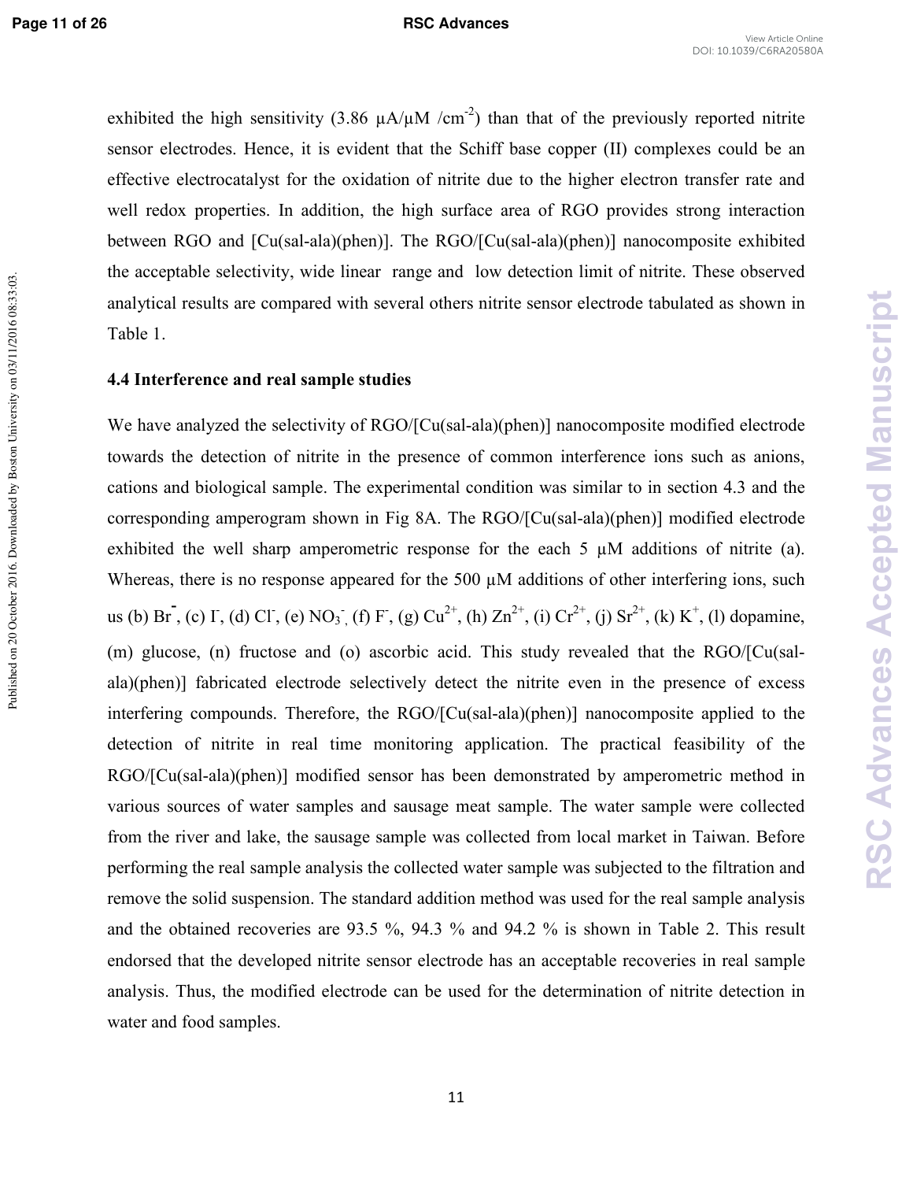exhibited the high sensitivity (3.86 μA/μM /cm$^{-2}$) than that of the previously reported nitrite sensor electrodes. Hence, it is evident that the Schiff base copper (II) complexes could be an effective electrocatalyst for the oxidation of nitrite due to the higher electron transfer rate and well redox properties. In addition, the high surface area of RGO provides strong interaction between RGO and [Cu(sal-ala)(phen)]. The RGO/[Cu(sal-ala)(phen)] nanocomposite exhibited the acceptable selectivity, wide linear range and low detection limit of nitrite. These observed analytical results are compared with several others nitrite sensor electrode tabulated as shown in Table 1.

### 4.4 Interference and real sample studies

We have analyzed the selectivity of RGO/[Cu(sal-ala)(phen)] nanocomposite modified electrode towards the detection of nitrite in the presence of common interference ions such as anions, cations and biological sample. The experimental condition was similar to in section 4.3 and the corresponding amperogram shown in Fig 8A. The RGO/[Cu(sal-ala)(phen)] modified electrode exhibited the well sharp amperometric response for the each 5 μM additions of nitrite (a). Whereas, there is no response appeared for the 500 μM additions of other interfering ions, such us (b) $Br^-$, (c) $I^-$, (d) $Cl^-$, (e) $NO_3^-$, (f) $F^-$, (g) $Cu^{2+}$, (h) $Zn^{2+}$, (i) $Cr^{2+}$, (j) $Sr^{2+}$, (k) $K^+$, (l) dopamine, (m) glucose, (n) fructose and (o) ascorbic acid. This study revealed that the RGO/[Cu(sal-ala)(phen)] fabricated electrode selectively detect the nitrite even in the presence of excess interfering compounds. Therefore, the RGO/[Cu(sal-ala)(phen)] nanocomposite applied to the detection of nitrite in real time monitoring application. The practical feasibility of the RGO/[Cu(sal-ala)(phen)] modified sensor has been demonstrated by amperometric method in various sources of water samples and sausage meat sample. The water sample were collected from the river and lake, the sausage sample was collected from local market in Taiwan. Before performing the real sample analysis the collected water sample was subjected to the filtration and remove the solid suspension. The standard addition method was used for the real sample analysis and the obtained recoveries are 93.5 %, 94.3 % and 94.2 % is shown in Table 2. This result endorsed that the developed nitrite sensor electrode has an acceptable recoveries in real sample analysis. Thus, the modified electrode can be used for the determination of nitrite detection in water and food samples.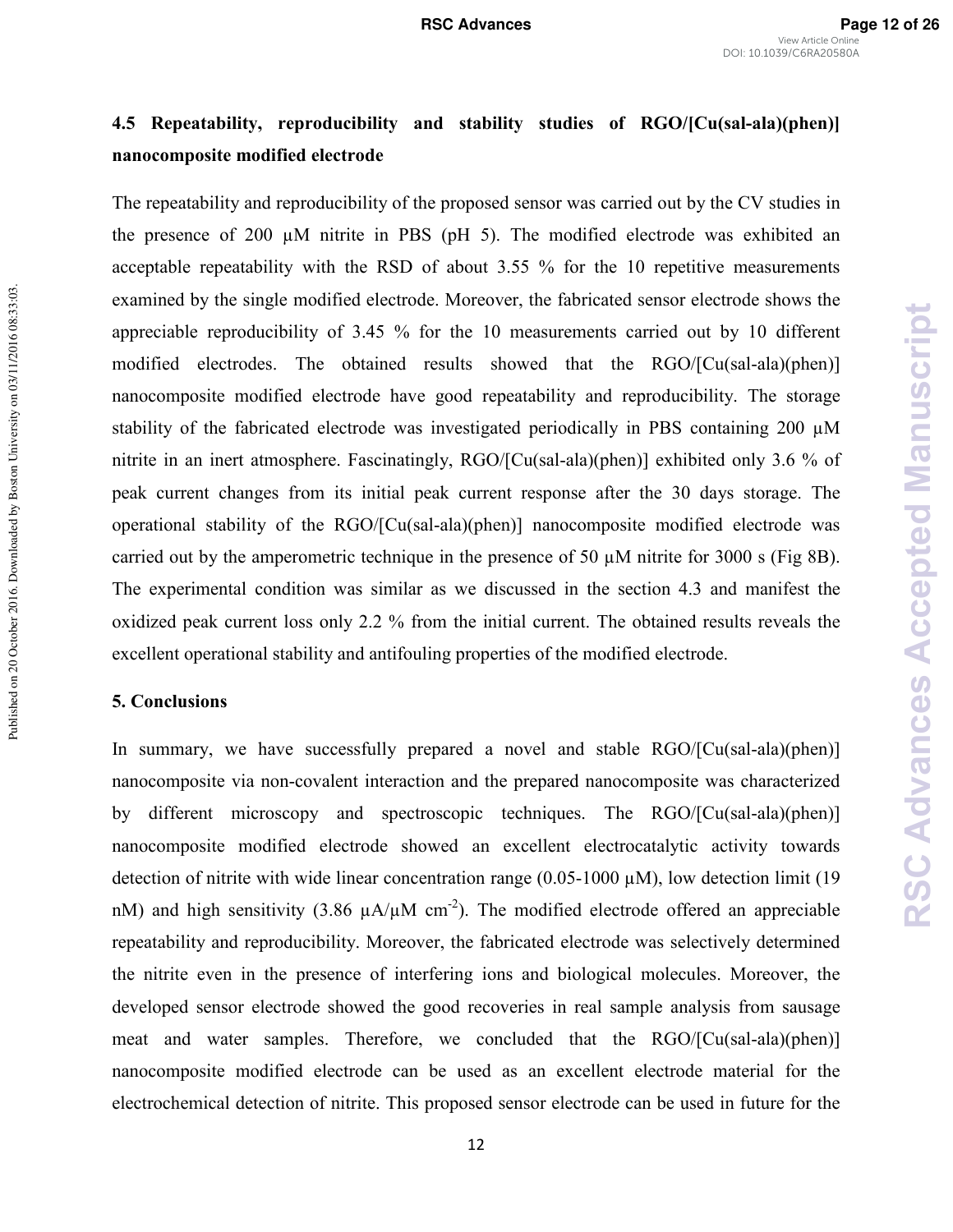## 4.5 Repeatability, reproducibility and stability studies of RGO/[Cu(sal-ala)(phen)] nanocomposite modified electrode

The repeatability and reproducibility of the proposed sensor was carried out by the CV studies in the presence of 200 μM nitrite in PBS (pH 5). The modified electrode was exhibited an acceptable repeatability with the RSD of about 3.55 % for the 10 repetitive measurements examined by the single modified electrode. Moreover, the fabricated sensor electrode shows the appreciable reproducibility of 3.45 % for the 10 measurements carried out by 10 different modified electrodes. The obtained results showed that the RGO/[Cu(sal-ala)(phen)] nanocomposite modified electrode have good repeatability and reproducibility. The storage stability of the fabricated electrode was investigated periodically in PBS containing 200 μM nitrite in an inert atmosphere. Fascinatingly, RGO/[Cu(sal-ala)(phen)] exhibited only 3.6 % of peak current changes from its initial peak current response after the 30 days storage. The operational stability of the RGO/[Cu(sal-ala)(phen)] nanocomposite modified electrode was carried out by the amperometric technique in the presence of 50 μM nitrite for 3000 s (Fig 8B). The experimental condition was similar as we discussed in the section 4.3 and manifest the oxidized peak current loss only 2.2 % from the initial current. The obtained results reveals the excellent operational stability and antifouling properties of the modified electrode.

## 5. Conclusions

In summary, we have successfully prepared a novel and stable RGO/[Cu(sal-ala)(phen)] nanocomposite via non-covalent interaction and the prepared nanocomposite was characterized by different microscopy and spectroscopic techniques. The RGO/[Cu(sal-ala)(phen)] nanocomposite modified electrode showed an excellent electrocatalytic activity towards detection of nitrite with wide linear concentration range (0.05-1000 μM), low detection limit (19 nM) and high sensitivity (3.86 $\mu A/\mu M\ cm^{-2}$). The modified electrode offered an appreciable repeatability and reproducibility. Moreover, the fabricated electrode was selectively determined the nitrite even in the presence of interfering ions and biological molecules. Moreover, the developed sensor electrode showed the good recoveries in real sample analysis from sausage meat and water samples. Therefore, we concluded that the RGO/[Cu(sal-ala)(phen)] nanocomposite modified electrode can be used as an excellent electrode material for the electrochemical detection of nitrite. This proposed sensor electrode can be used in future for the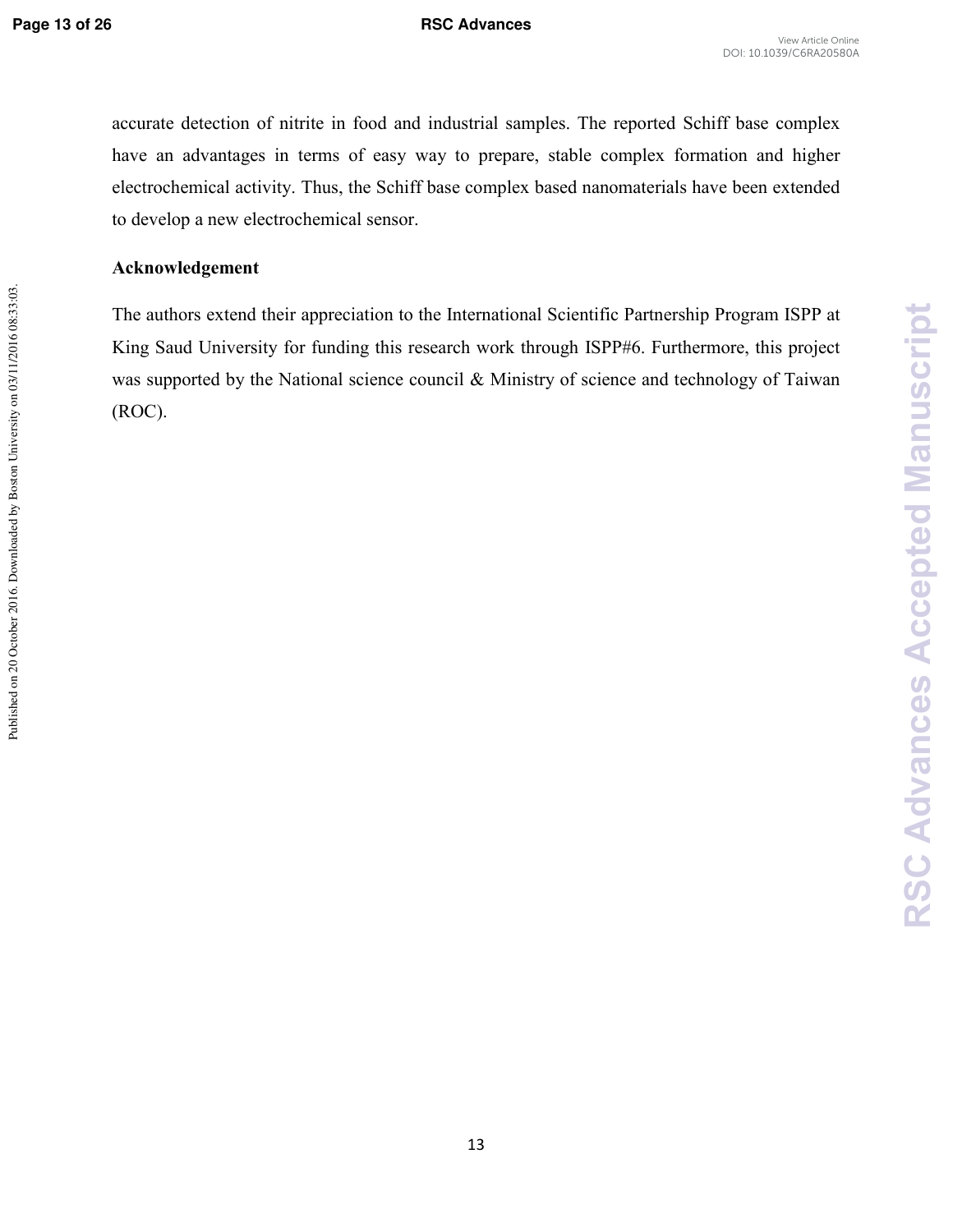accurate detection of nitrite in food and industrial samples. The reported Schiff base complex have an advantages in terms of easy way to prepare, stable complex formation and higher electrochemical activity. Thus, the Schiff base complex based nanomaterials have been extended to develop a new electrochemical sensor.

## Acknowledgement

The authors extend their appreciation to the International Scientific Partnership Program ISPP at King Saud University for funding this research work through ISPP#6. Furthermore, this project was supported by the National science council & Ministry of science and technology of Taiwan (ROC).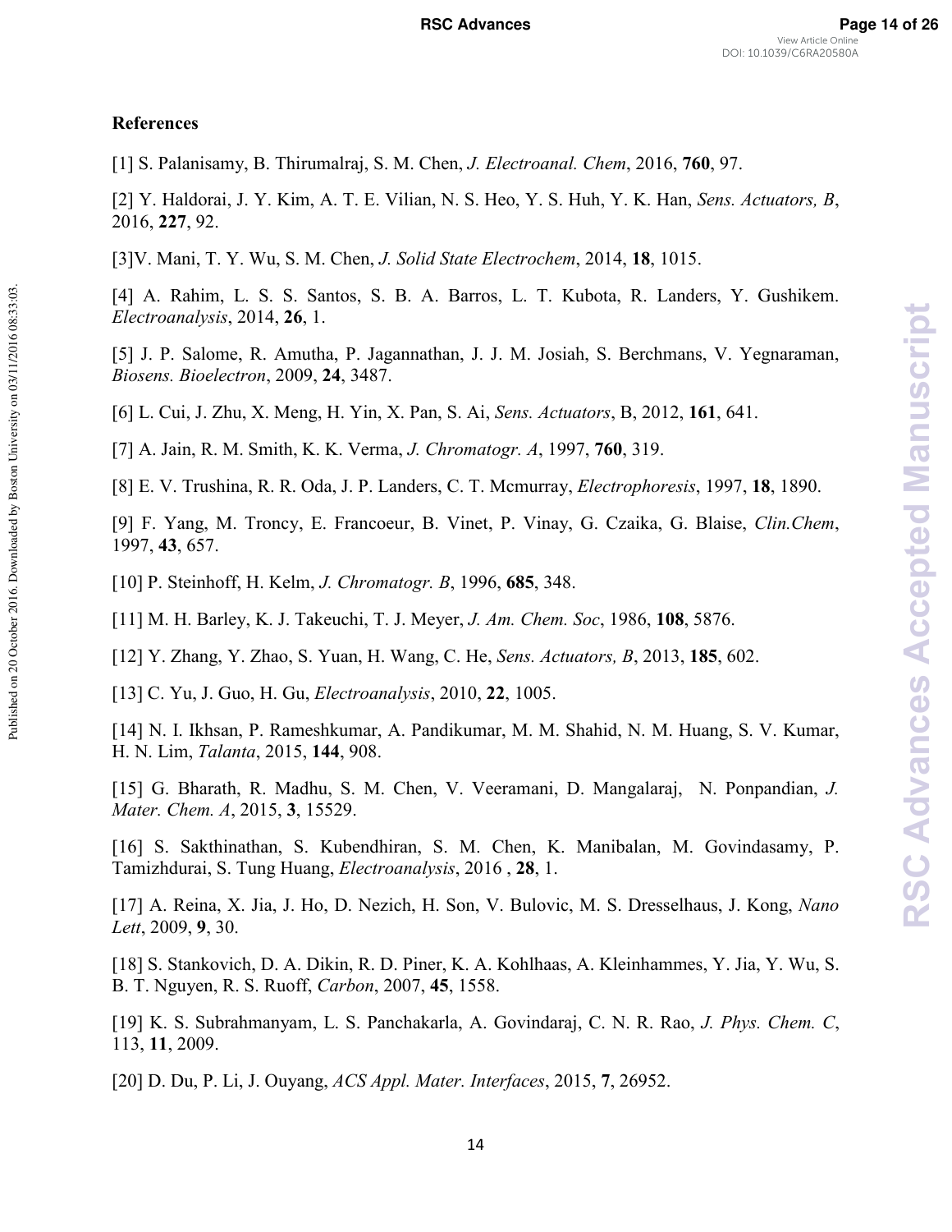## References

[1] S. Palanisamy, B. Thirumalraj, S. M. Chen, *J. Electroanal. Chem*, 2016, **760**, 97.

[2] Y. Haldorai, J. Y. Kim, A. T. E. Vilian, N. S. Heo, Y. S. Huh, Y. K. Han, *Sens. Actuators, B*, 2016, **227**, 92.

[3]V. Mani, T. Y. Wu, S. M. Chen, *J. Solid State Electrochem*, 2014, **18**, 1015.

[4] A. Rahim, L. S. S. Santos, S. B. A. Barros, L. T. Kubota, R. Landers, Y. Gushikem. *Electroanalysis*, 2014, **26**, 1.

[5] J. P. Salome, R. Amutha, P. Jagannathan, J. J. M. Josiah, S. Berchmans, V. Yegnaraman, *Biosens. Bioelectron*, 2009, **24**, 3487.

[6] L. Cui, J. Zhu, X. Meng, H. Yin, X. Pan, S. Ai, *Sens. Actuators*, B, 2012, **161**, 641.

[7] A. Jain, R. M. Smith, K. K. Verma, *J. Chromatogr. A*, 1997, **760**, 319.

[8] E. V. Trushina, R. R. Oda, J. P. Landers, C. T. Mcmurray, *Electrophoresis*, 1997, **18**, 1890.

[9] F. Yang, M. Troncy, E. Francoeur, B. Vinet, P. Vinay, G. Czaika, G. Blaise, *Clin.Chem*, 1997, **43**, 657.

[10] P. Steinhoff, H. Kelm, *J. Chromatogr. B*, 1996, **685**, 348.

[11] M. H. Barley, K. J. Takeuchi, T. J. Meyer, *J. Am. Chem. Soc*, 1986, **108**, 5876.

[12] Y. Zhang, Y. Zhao, S. Yuan, H. Wang, C. He, *Sens. Actuators, B*, 2013, **185**, 602.

[13] C. Yu, J. Guo, H. Gu, *Electroanalysis*, 2010, **22**, 1005.

[14] N. I. Ikhsan, P. Rameshkumar, A. Pandikumar, M. M. Shahid, N. M. Huang, S. V. Kumar, H. N. Lim, *Talanta*, 2015, **144**, 908.

[15] G. Bharath, R. Madhu, S. M. Chen, V. Veeramani, D. Mangalaraj, N. Ponpandian, *J. Mater. Chem. A*, 2015, **3**, 15529.

[16] S. Sakthinathan, S. Kubendhiran, S. M. Chen, K. Manibalan, M. Govindasamy, P. Tamizhdurai, S. Tung Huang, *Electroanalysis*, 2016 , **28**, 1.

[17] A. Reina, X. Jia, J. Ho, D. Nezich, H. Son, V. Bulovic, M. S. Dresselhaus, J. Kong, *Nano Lett*, 2009, **9**, 30.

[18] S. Stankovich, D. A. Dikin, R. D. Piner, K. A. Kohlhaas, A. Kleinhammes, Y. Jia, Y. Wu, S. B. T. Nguyen, R. S. Ruoff, *Carbon*, 2007, **45**, 1558.

[19] K. S. Subrahmanyam, L. S. Panchakarla, A. Govindaraj, C. N. R. Rao, *J. Phys. Chem. C*, 113, **11**, 2009.

[20] D. Du, P. Li, J. Ouyang, *ACS Appl. Mater. Interfaces*, 2015, **7**, 26952.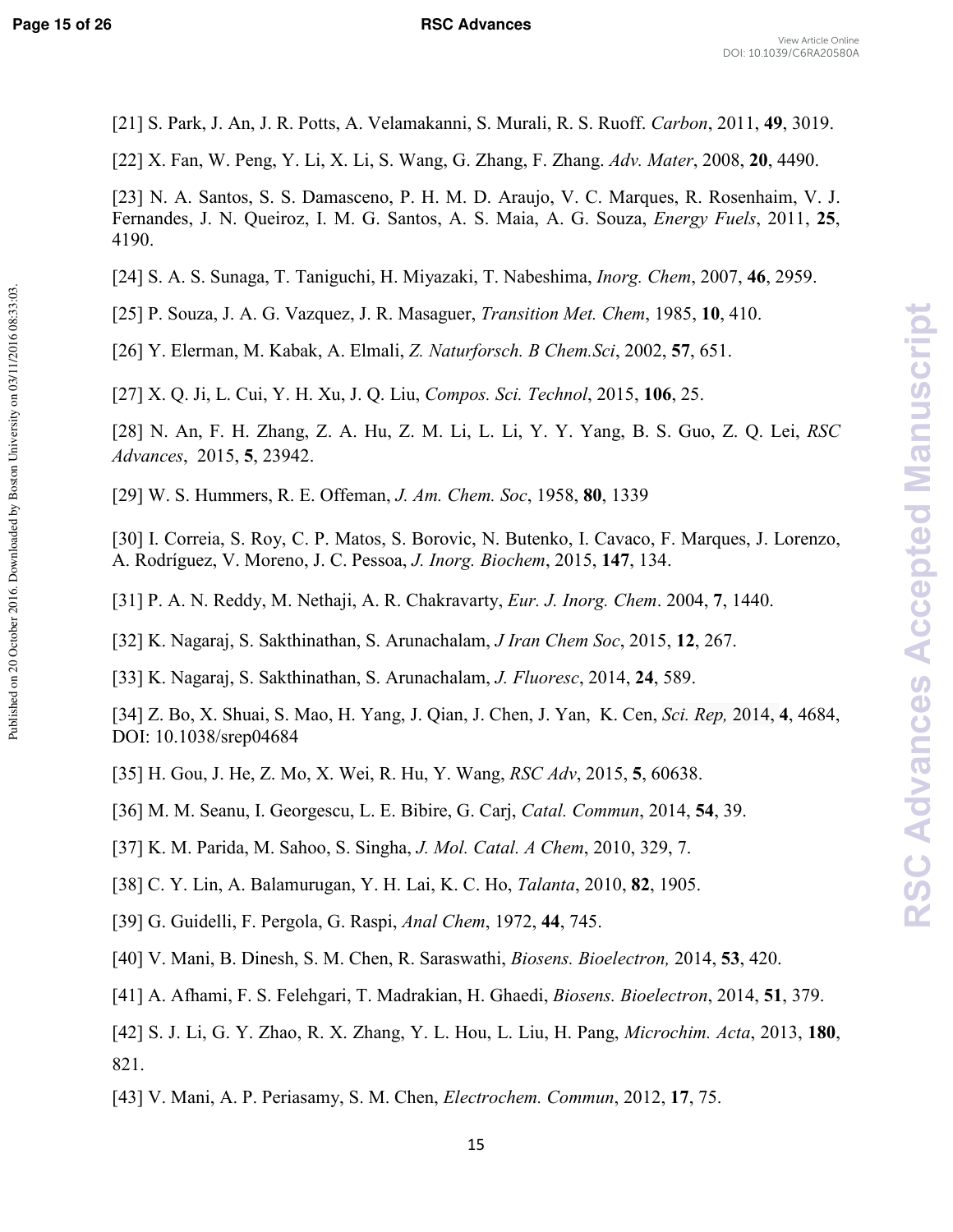[21] S. Park, J. An, J. R. Potts, A. Velamakanni, S. Murali, R. S. Ruoff. *Carbon*, 2011, **49**, 3019.

[22] X. Fan, W. Peng, Y. Li, X. Li, S. Wang, G. Zhang, F. Zhang. *Adv. Mater*, 2008, **20**, 4490.

[23] N. A. Santos, S. S. Damasceno, P. H. M. D. Araujo, V. C. Marques, R. Rosenhaim, V. J. Fernandes, J. N. Queiroz, I. M. G. Santos, A. S. Maia, A. G. Souza, *Energy Fuels*, 2011, **25**, 4190.

[24] S. A. S. Sunaga, T. Taniguchi, H. Miyazaki, T. Nabeshima, *Inorg. Chem*, 2007, **46**, 2959.

[25] P. Souza, J. A. G. Vazquez, J. R. Masaguer, *Transition Met. Chem*, 1985, **10**, 410.

[26] Y. Elerman, M. Kabak, A. Elmali, *Z. Naturforsch. B Chem.Sci*, 2002, **57**, 651.

[27] X. Q. Ji, L. Cui, Y. H. Xu, J. Q. Liu, *Compos. Sci. Technol*, 2015, **106**, 25.

[28] N. An, F. H. Zhang, Z. A. Hu, Z. M. Li, L. Li, Y. Y. Yang, B. S. Guo, Z. Q. Lei, *RSC Advances*, 2015, **5**, 23942.

[29] W. S. Hummers, R. E. Offeman, *J. Am. Chem. Soc*, 1958, **80**, 1339

[30] I. Correia, S. Roy, C. P. Matos, S. Borovic, N. Butenko, I. Cavaco, F. Marques, J. Lorenzo, A. Rodríguez, V. Moreno, J. C. Pessoa, *J. Inorg. Biochem*, 2015, **147**, 134.

[31] P. A. N. Reddy, M. Nethaji, A. R. Chakravarty, *Eur. J. Inorg. Chem*. 2004, **7**, 1440.

[32] K. Nagaraj, S. Sakthinathan, S. Arunachalam, *J Iran Chem Soc*, 2015, **12**, 267.

[33] K. Nagaraj, S. Sakthinathan, S. Arunachalam, *J. Fluoresc*, 2014, **24**, 589.

[34] Z. Bo, X. Shuai, S. Mao, H. Yang, J. Qian, J. Chen, J. Yan, K. Cen, *Sci. Rep,* 2014, **4**, 4684, DOI: 10.1038/srep04684

[35] H. Gou, J. He, Z. Mo, X. Wei, R. Hu, Y. Wang, *RSC Adv*, 2015, **5**, 60638.

[36] M. M. Seanu, I. Georgescu, L. E. Bibire, G. Carj, *Catal. Commun*, 2014, **54**, 39.

[37] K. M. Parida, M. Sahoo, S. Singha, *J. Mol. Catal. A Chem*, 2010, 329, 7.

[38] C. Y. Lin, A. Balamurugan, Y. H. Lai, K. C. Ho, *Talanta*, 2010, **82**, 1905.

[39] G. Guidelli, F. Pergola, G. Raspi, *Anal Chem*, 1972, **44**, 745.

[40] V. Mani, B. Dinesh, S. M. Chen, R. Saraswathi, *Biosens. Bioelectron,* 2014, **53**, 420.

[41] A. Afhami, F. S. Felehgari, T. Madrakian, H. Ghaedi, *Biosens. Bioelectron*, 2014, **51**, 379.

[42] S. J. Li, G. Y. Zhao, R. X. Zhang, Y. L. Hou, L. Liu, H. Pang, *Microchim. Acta*, 2013, **180**, 821.

[43] V. Mani, A. P. Periasamy, S. M. Chen, *Electrochem. Commun*, 2012, **17**, 75.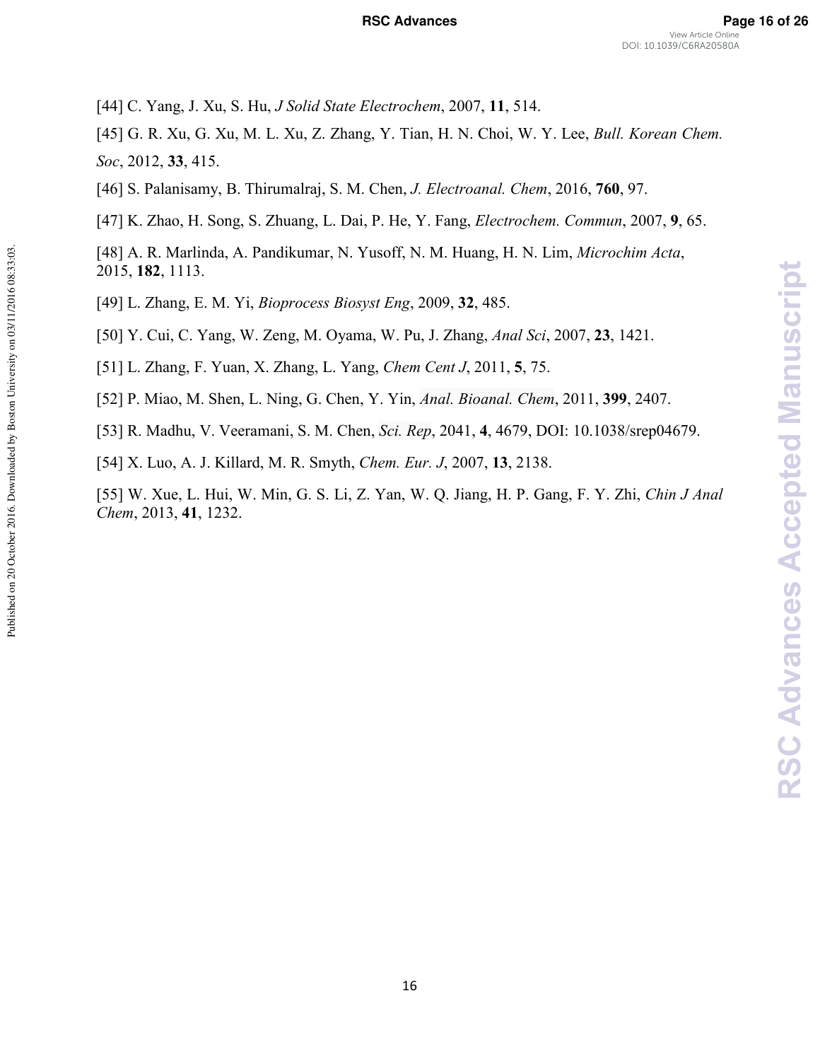[44] C. Yang, J. Xu, S. Hu, *J Solid State Electrochem*, 2007, **11**, 514.

[45] G. R. Xu, G. Xu, M. L. Xu, Z. Zhang, Y. Tian, H. N. Choi, W. Y. Lee, *Bull. Korean Chem. Soc*, 2012, **33**, 415.

[46] S. Palanisamy, B. Thirumalraj, S. M. Chen, *J. Electroanal. Chem*, 2016, **760**, 97.

[47] K. Zhao, H. Song, S. Zhuang, L. Dai, P. He, Y. Fang, *Electrochem. Commun*, 2007, **9**, 65.

[48] A. R. Marlinda, A. Pandikumar, N. Yusoff, N. M. Huang, H. N. Lim, *Microchim Acta*, 2015, **182**, 1113.

[49] L. Zhang, E. M. Yi, *Bioprocess Biosyst Eng*, 2009, **32**, 485.

[50] Y. Cui, C. Yang, W. Zeng, M. Oyama, W. Pu, J. Zhang, *Anal Sci*, 2007, **23**, 1421.

[51] L. Zhang, F. Yuan, X. Zhang, L. Yang, *Chem Cent J*, 2011, **5**, 75.

[52] P. Miao, M. Shen, L. Ning, G. Chen, Y. Yin, *Anal. Bioanal. Chem*, 2011, **399**, 2407.

[53] R. Madhu, V. Veeramani, S. M. Chen, *Sci. Rep*, 2041, **4**, 4679, DOI: 10.1038/srep04679.

[54] X. Luo, A. J. Killard, M. R. Smyth, *Chem. Eur. J*, 2007, **13**, 2138.

[55] W. Xue, L. Hui, W. Min, G. S. Li, Z. Yan, W. Q. Jiang, H. P. Gang, F. Y. Zhi, *Chin J Anal Chem*, 2013, **41**, 1232.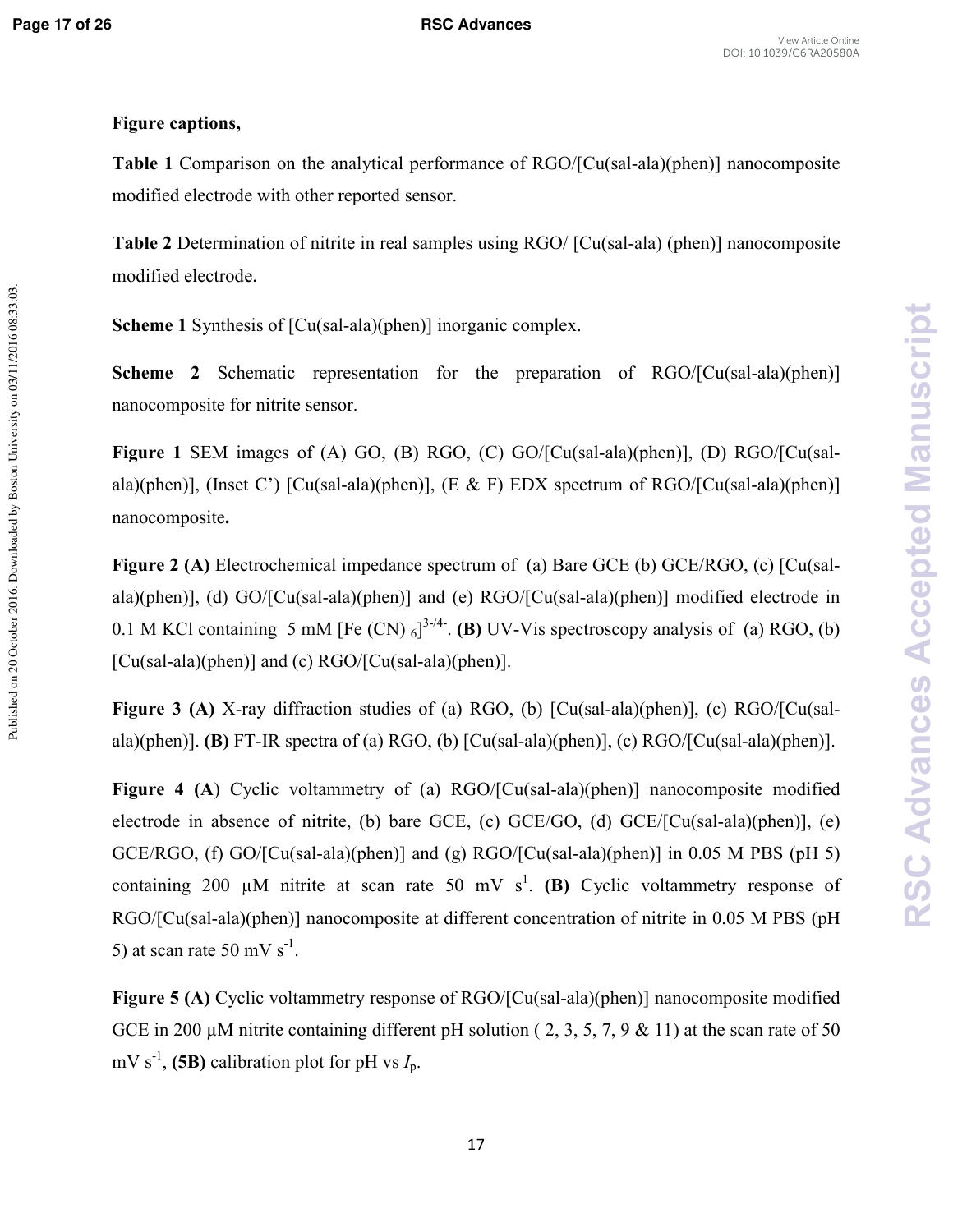**Figure captions,**

**Table 1** Comparison on the analytical performance of RGO/[Cu(sal-ala)(phen)] nanocomposite modified electrode with other reported sensor.

**Table 2** Determination of nitrite in real samples using RGO/ [Cu(sal-ala) (phen)] nanocomposite modified electrode.

**Scheme 1** Synthesis of [Cu(sal-ala)(phen)] inorganic complex.

**Scheme 2** Schematic representation for the preparation of RGO/[Cu(sal-ala)(phen)] nanocomposite for nitrite sensor.

**Figure 1** SEM images of (A) GO, (B) RGO, (C) GO/[Cu(sal-ala)(phen)], (D) RGO/[Cu(sal-ala)(phen)], (Inset C') [Cu(sal-ala)(phen)], (E & F) EDX spectrum of RGO/[Cu(sal-ala)(phen)] nanocomposite**.**

**Figure 2 (A)** Electrochemical impedance spectrum of (a) Bare GCE (b) GCE/RGO, (c) [Cu(sal-ala)(phen)], (d) GO/[Cu(sal-ala)(phen)] and (e) RGO/[Cu(sal-ala)(phen)] modified electrode in 0.1 M KCl containing 5 mM $[Fe(CN)_6]^{3-/4-}$. **(B)** UV-Vis spectroscopy analysis of (a) RGO, (b) [Cu(sal-ala)(phen)] and (c) RGO/[Cu(sal-ala)(phen)].

**Figure 3 (A)** X-ray diffraction studies of (a) RGO, (b) [Cu(sal-ala)(phen)], (c) RGO/[Cu(sal-ala)(phen)]. **(B)** FT-IR spectra of (a) RGO, (b) [Cu(sal-ala)(phen)], (c) RGO/[Cu(sal-ala)(phen)].

**Figure 4 (A)** Cyclic voltammetry of (a) RGO/[Cu(sal-ala)(phen)] nanocomposite modified electrode in absence of nitrite, (b) bare GCE, (c) GCE/GO, (d) GCE/[Cu(sal-ala)(phen)], (e) GCE/RGO, (f) GO/[Cu(sal-ala)(phen)] and (g) RGO/[Cu(sal-ala)(phen)] in 0.05 M PBS (pH 5) containing 200 μM nitrite at scan rate 50 mV $s^{1}$. **(B)** Cyclic voltammetry response of RGO/[Cu(sal-ala)(phen)] nanocomposite at different concentration of nitrite in 0.05 M PBS (pH 5) at scan rate 50 mV $s^{-1}$.

**Figure 5 (A)** Cyclic voltammetry response of RGO/[Cu(sal-ala)(phen)] nanocomposite modified GCE in 200 μM nitrite containing different pH solution ( 2, 3, 5, 7, 9 & 11) at the scan rate of 50 mV $s^{-1}$, **(5B)** calibration plot for pH vs $I_p$.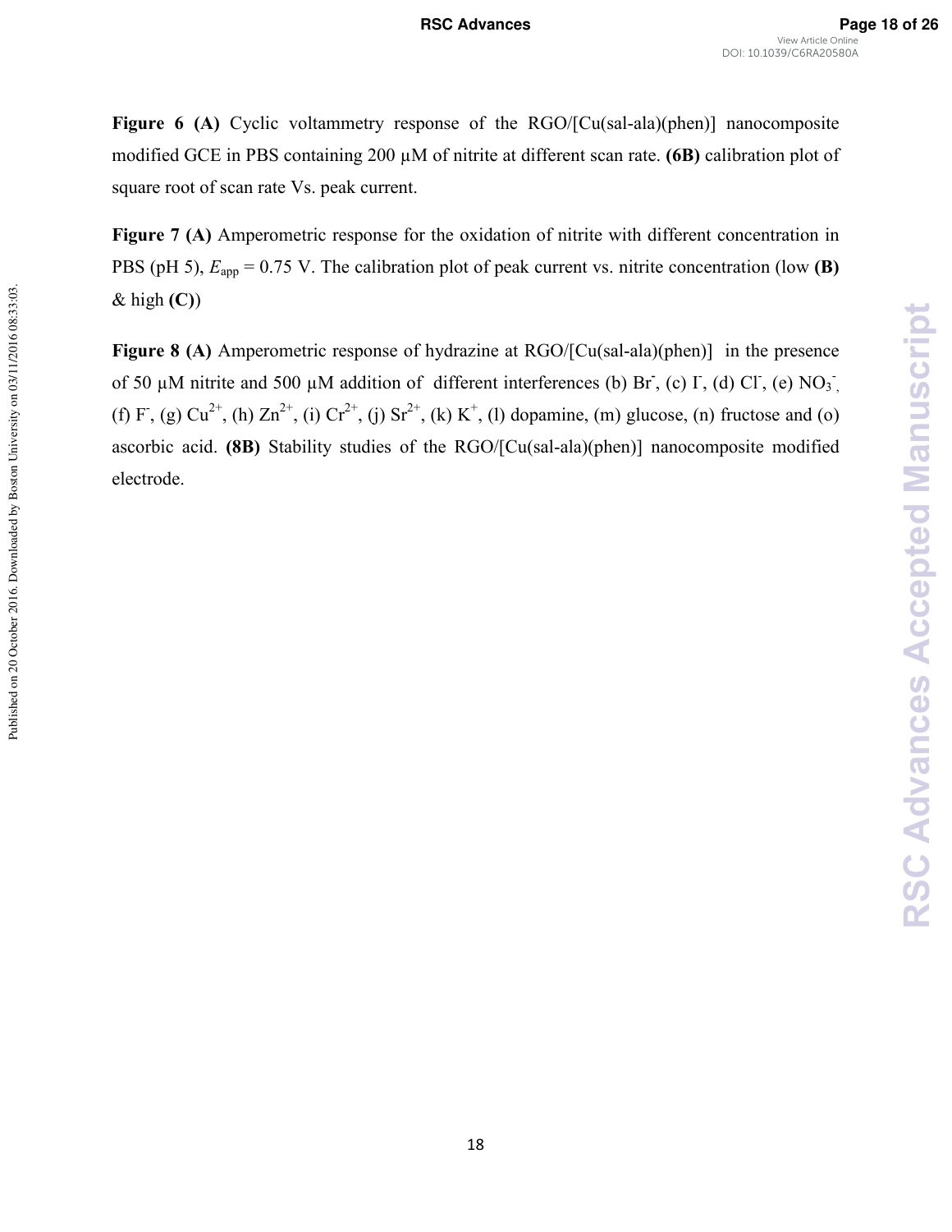**Figure 6 (A)** Cyclic voltammetry response of the RGO/[Cu(sal-ala)(phen)] nanocomposite modified GCE in PBS containing 200 µM of nitrite at different scan rate. **(6B)** calibration plot of square root of scan rate Vs. peak current.

**Figure 7 (A)** Amperometric response for the oxidation of nitrite with different concentration in PBS (pH 5), $E_{app}$ = 0.75 V. The calibration plot of peak current vs. nitrite concentration (low **(B)** & high **(C)**)

**Figure 8 (A)** Amperometric response of hydrazine at RGO/[Cu(sal-ala)(phen)] in the presence of 50 µM nitrite and 500 µM addition of different interferences (b) $Br^-$, (c) $I^-$, (d) $Cl^-$, (e) $NO_3^-$, (f) $F^-$, (g) $Cu^{2+}$, (h) $Zn^{2+}$, (i) $Cr^{2+}$, (j) $Sr^{2+}$, (k) $K^+$, (l) dopamine, (m) glucose, (n) fructose and (o) ascorbic acid. **(8B)** Stability studies of the RGO/[Cu(sal-ala)(phen)] nanocomposite modified electrode.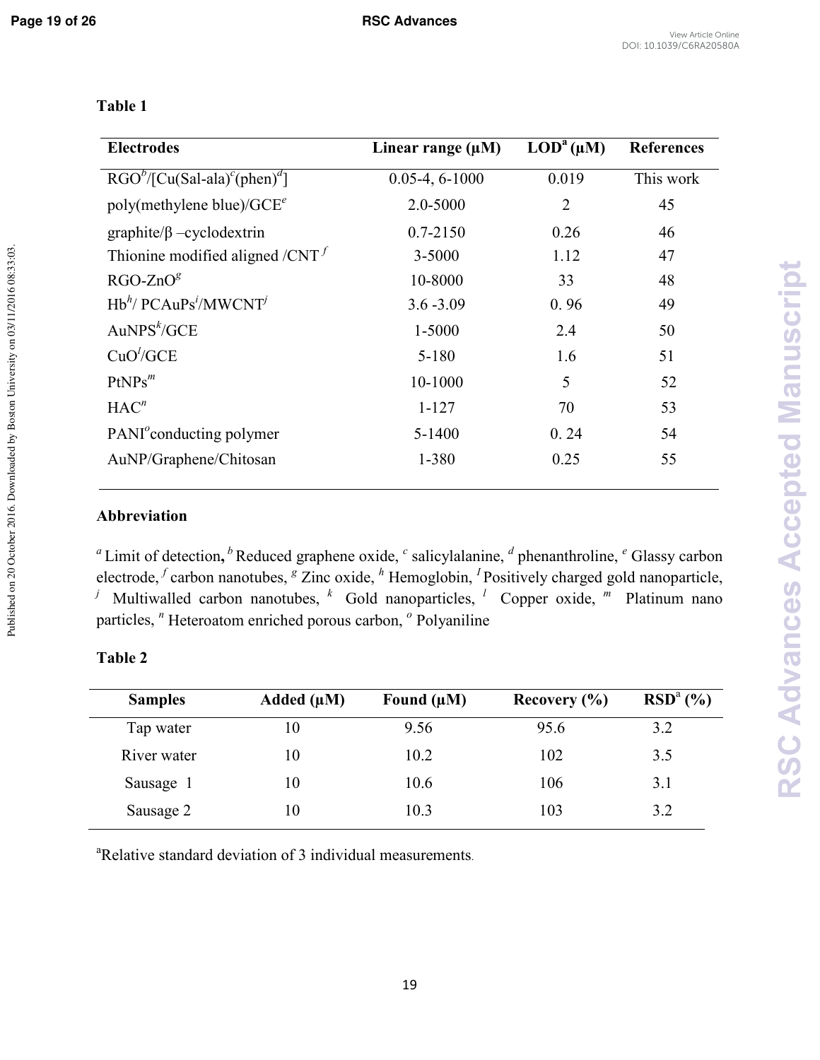**Table 1**

| Electrodes | Linear range (μM) | LOD[a] (μM) | References |
|---|---|---|---|
| RGO[b]/[Cu(Sal-ala)[c](phen)[d]] | 0.05-4, 6-1000 | 0.019 | This work |
| poly(methylene blue)/GCE[e] | 2.0-5000 | 2 | 45 |
| graphite/β –cyclodextrin | 0.7-2150 | 0.26 | 46 |
| Thionine modified aligned /CNT [f] | 3-5000 | 1.12 | 47 |
| RGO-ZnO[g] | 10-8000 | 33 | 48 |
| Hb[h]/ PCAuPs[i]/MWCNT[j] | 3.6 -3.09 | 0. 96 | 49 |
| AuNPS[k]/GCE | 1-5000 | 2.4 | 50 |
| CuO[l]/GCE | 5-180 | 1.6 | 51 |
| PtNPs[m] | 10-1000 | 5 | 52 |
| HAC[n] | 1-127 | 70 | 53 |
| PANI[o]conducting polymer | 5-1400 | 0. 24 | 54 |
| AuNP/Graphene/Chitosan | 1-380 | 0.25 | 55 |

**Abbreviation**

[a] Limit of detection, [b] Reduced graphene oxide, [c] salicylalanine, [d] phenanthroline, [e] Glassy carbon electrode, [f] carbon nanotubes, [g] Zinc oxide, [h] Hemoglobin, [I] Positively charged gold nanoparticle, [j] Multiwalled carbon nanotubes, [k] Gold nanoparticles, [l] Copper oxide, [m] Platinum nano particles, [n] Heteroatom enriched porous carbon, [o] Polyaniline

**Table 2**

| Samples | Added (μM) | Found (μM) | Recovery (%) | RSD[a] (%) |
|---|---|---|---|---|
| Tap water | 10 | 9.56 | 95.6 | 3.2 |
| River water | 10 | 10.2 | 102 | 3.5 |
| Sausage 1 | 10 | 10.6 | 106 | 3.1 |
| Sausage 2 | 10 | 10.3 | 103 | 3.2 |

[a]Relative standard deviation of 3 individual measurements.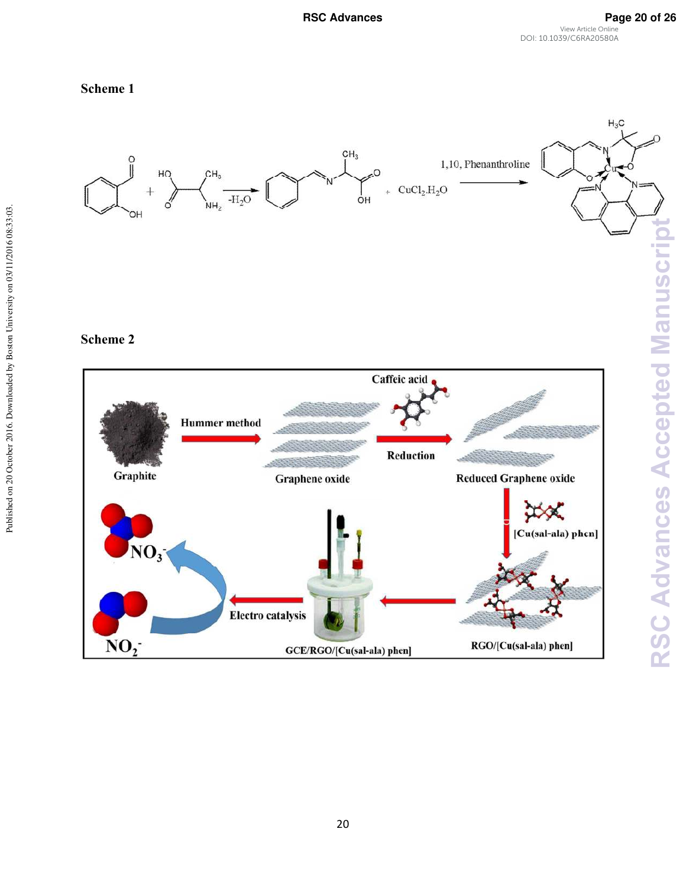**Scheme 1**

**Scheme 2**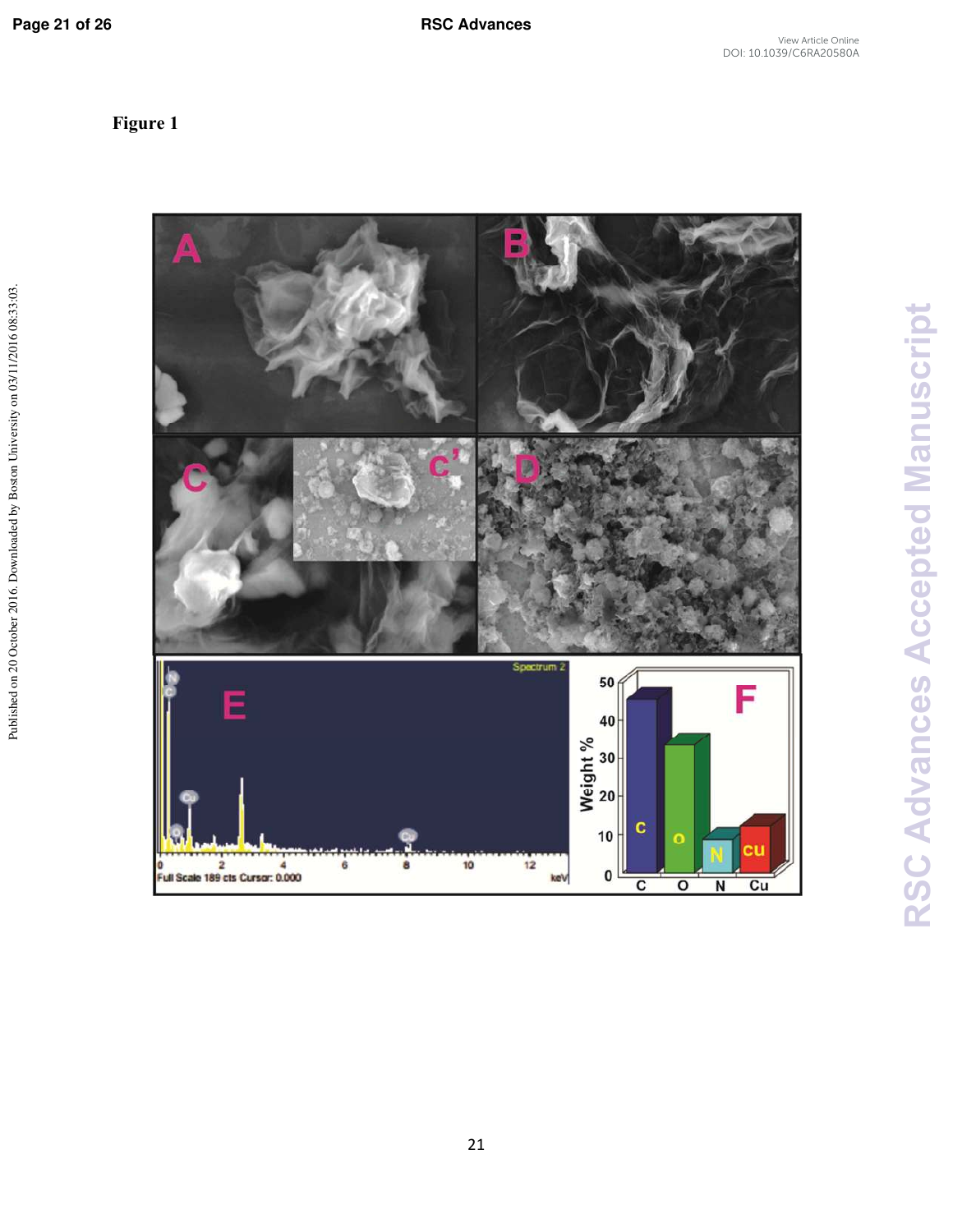Figure 1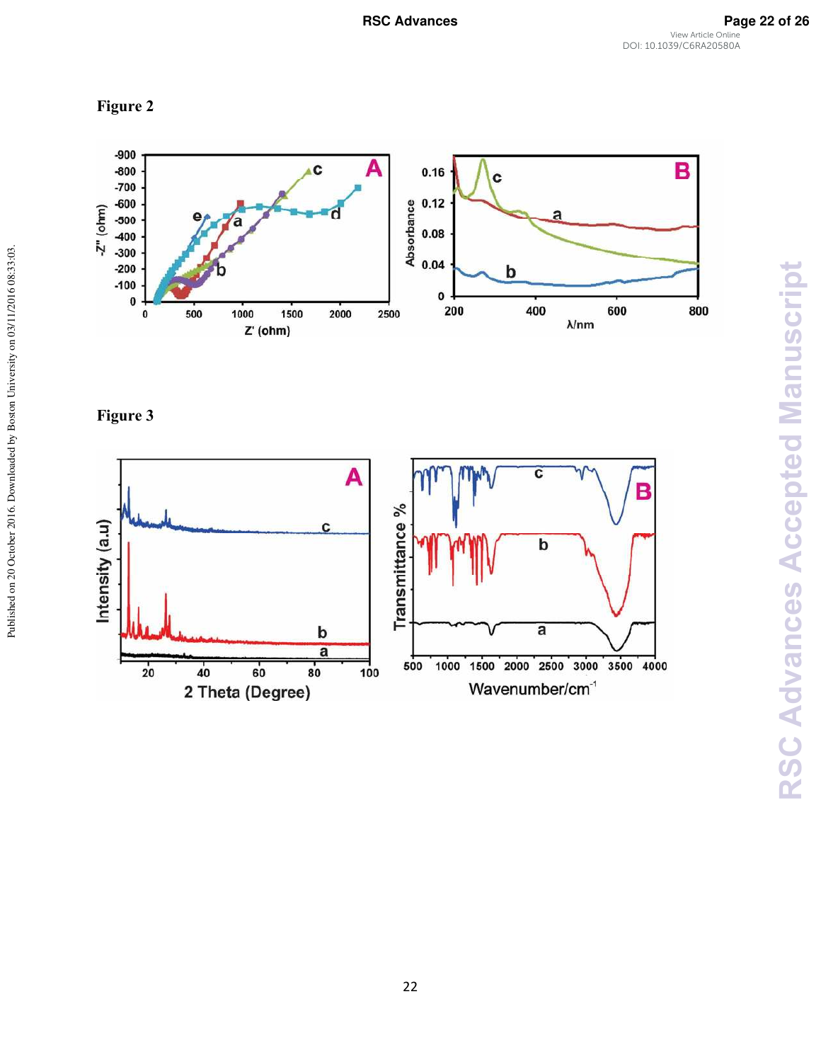Figure 2

Figure 3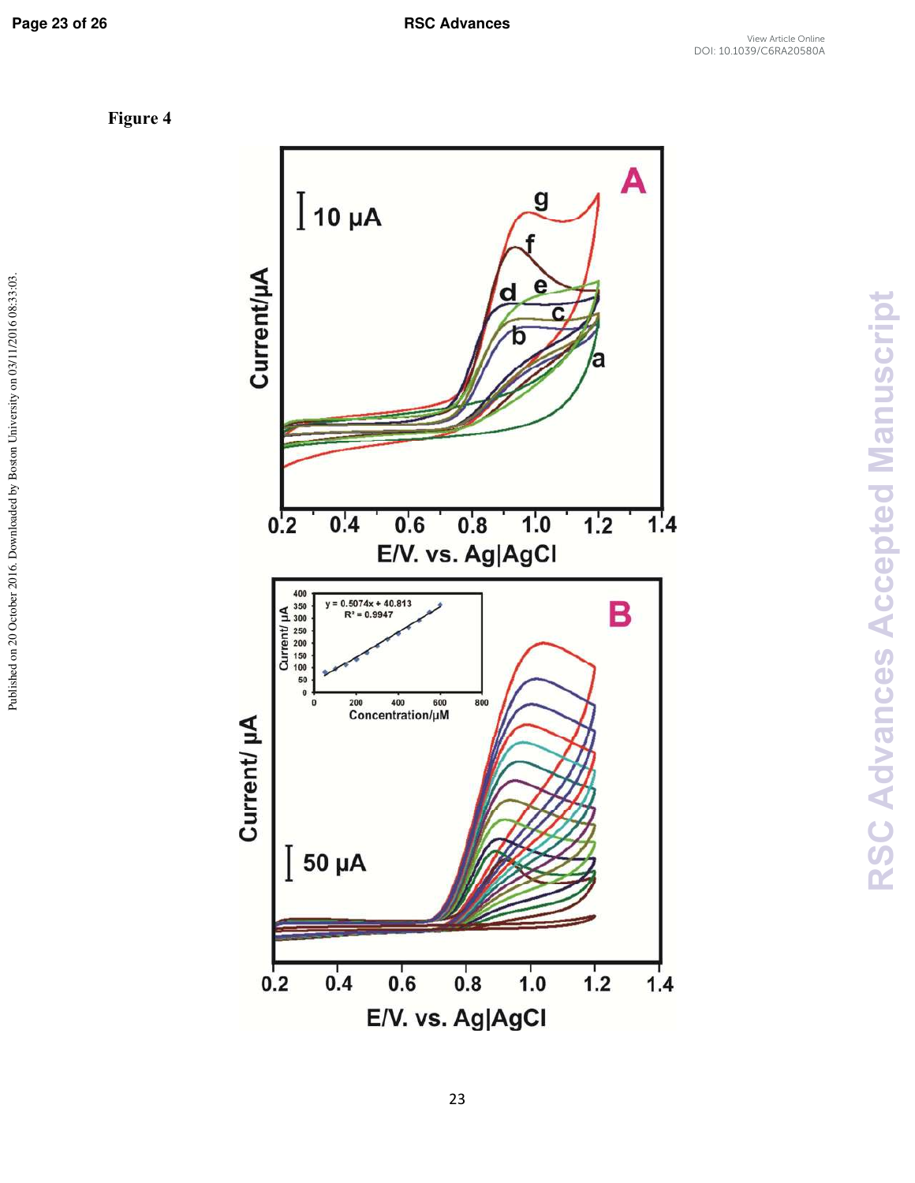Figure 4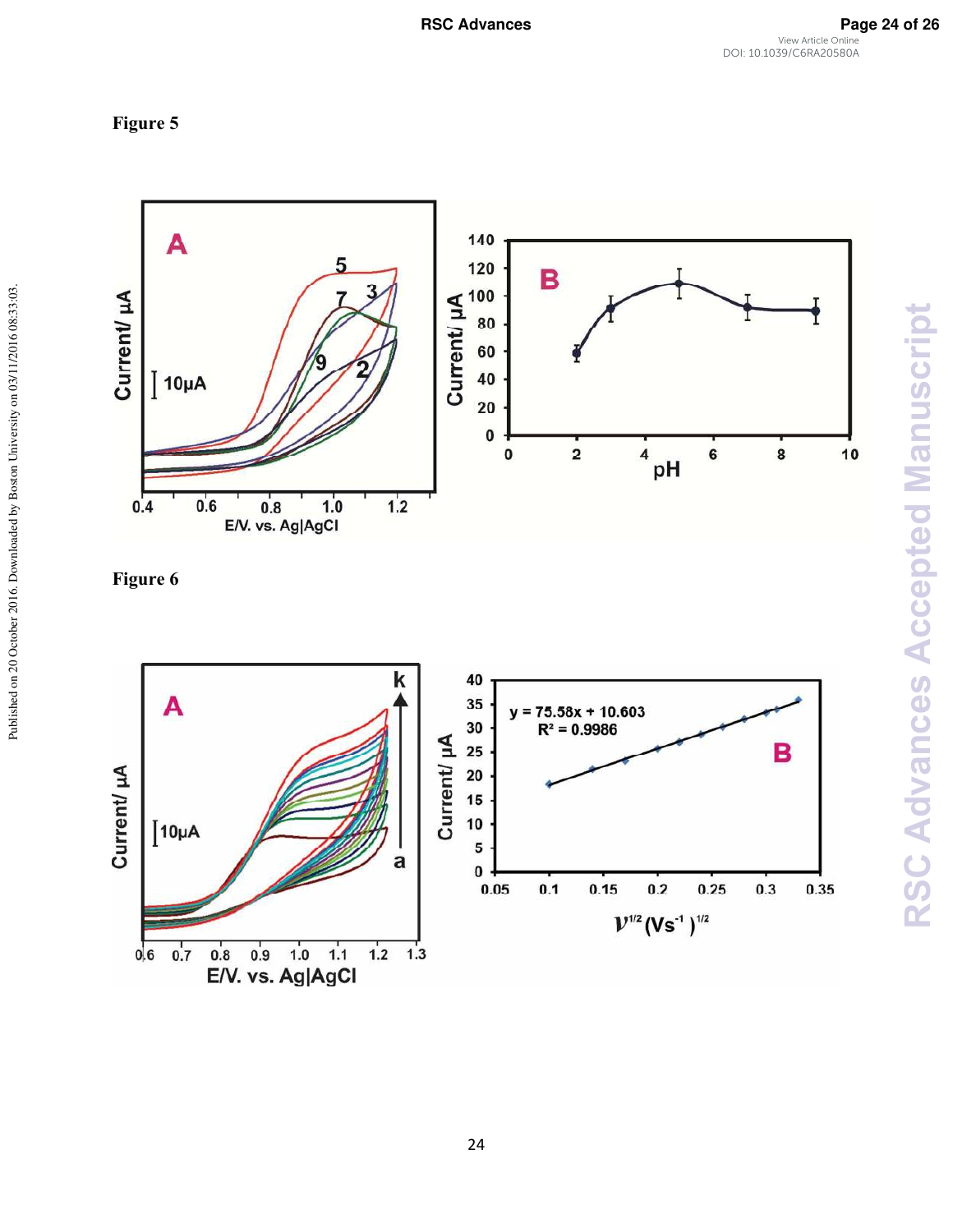# Figure 5

# Figure 6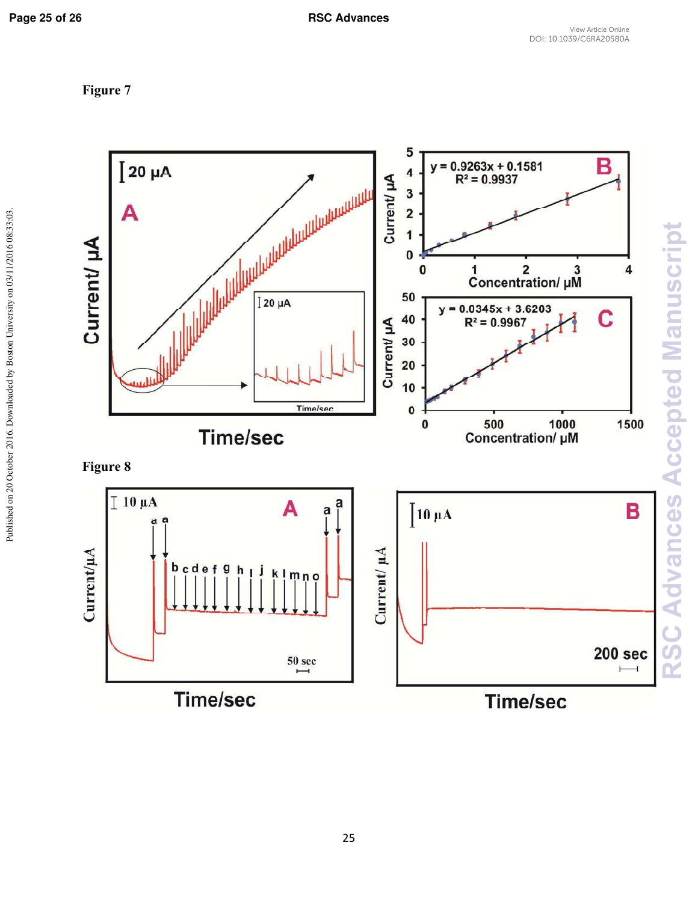Figure 7

Figure 8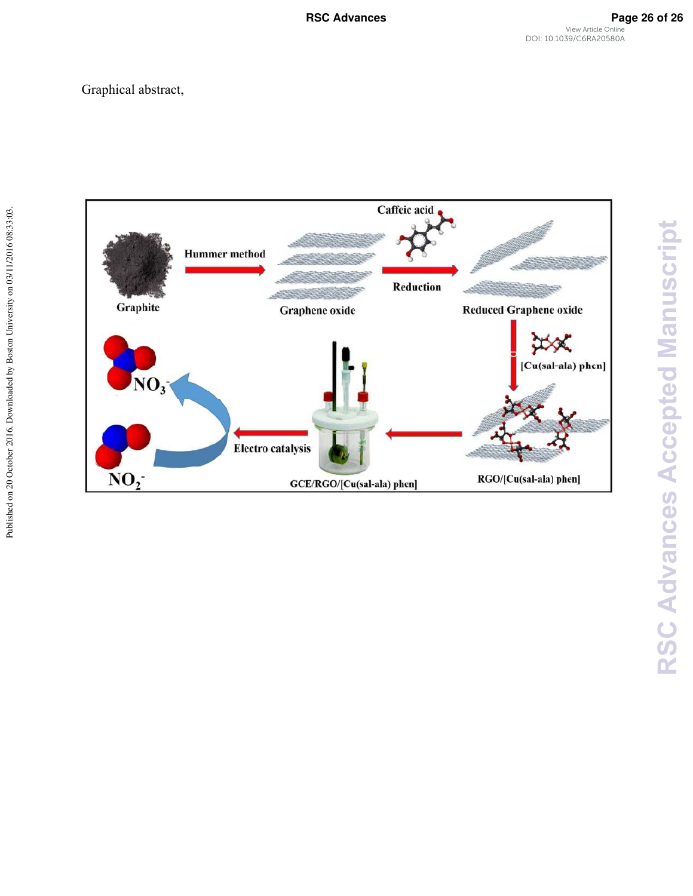Graphical abstract,

Graphite

Hummer method

Graphene oxide

Caffeic acid

Reduction

Reduced Graphene oxide

[Cu(sal-ala) phen]

RGO/[Cu(sal-ala) phen]

GCE/RGO/[Cu(sal-ala) phen]

Electro catalysis

$NO_3^-$

$NO_2^-$